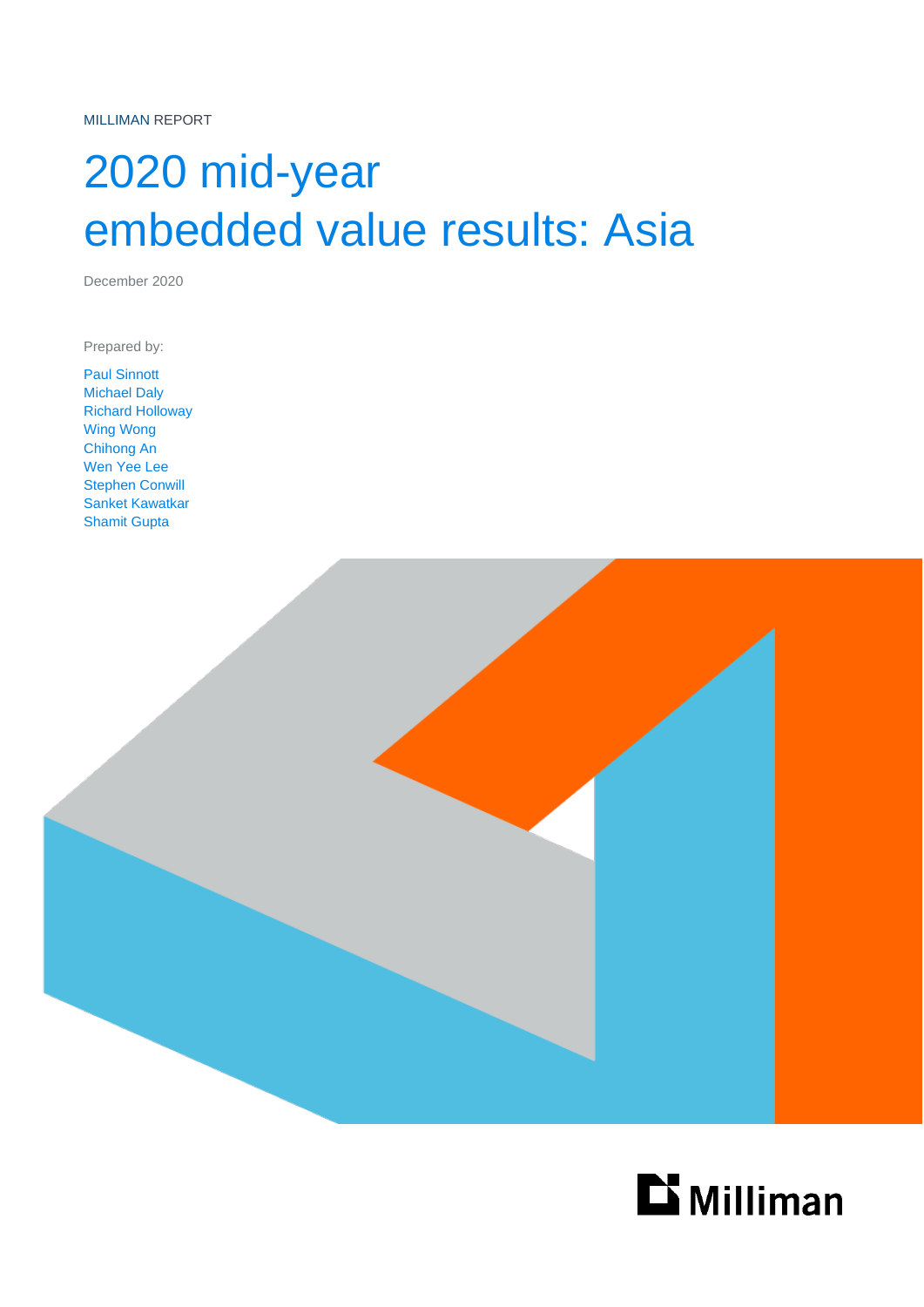MILLIMAN REPORT

# 2020 mid-year embedded value results: Asia

December 2020

Prepared by:

Paul Sinnott
Michael Daly
Richard Holloway
Wing Wong
Chihong An
Wen Yee Lee
Stephen Conwill
Sanket Kawatkar
Shamit Gupta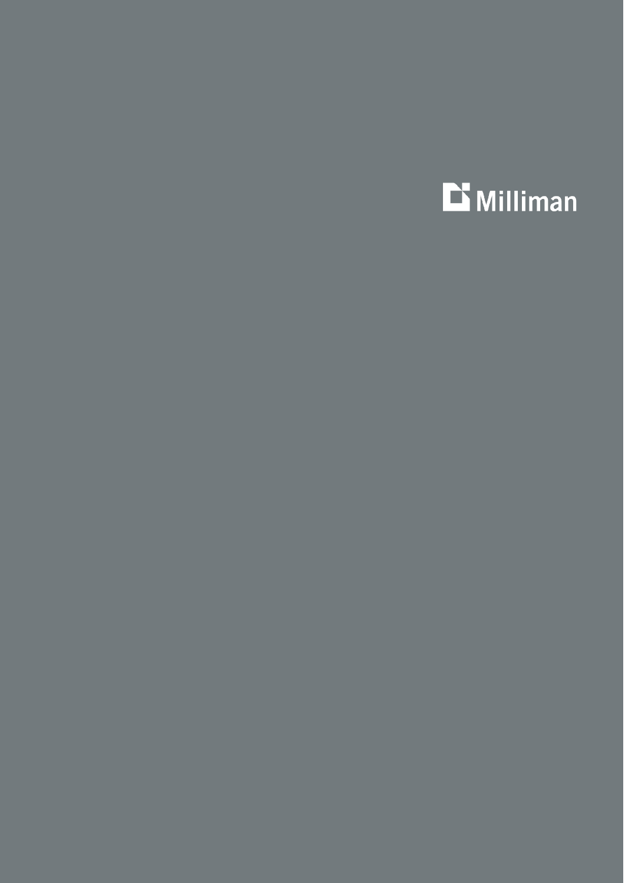Milliman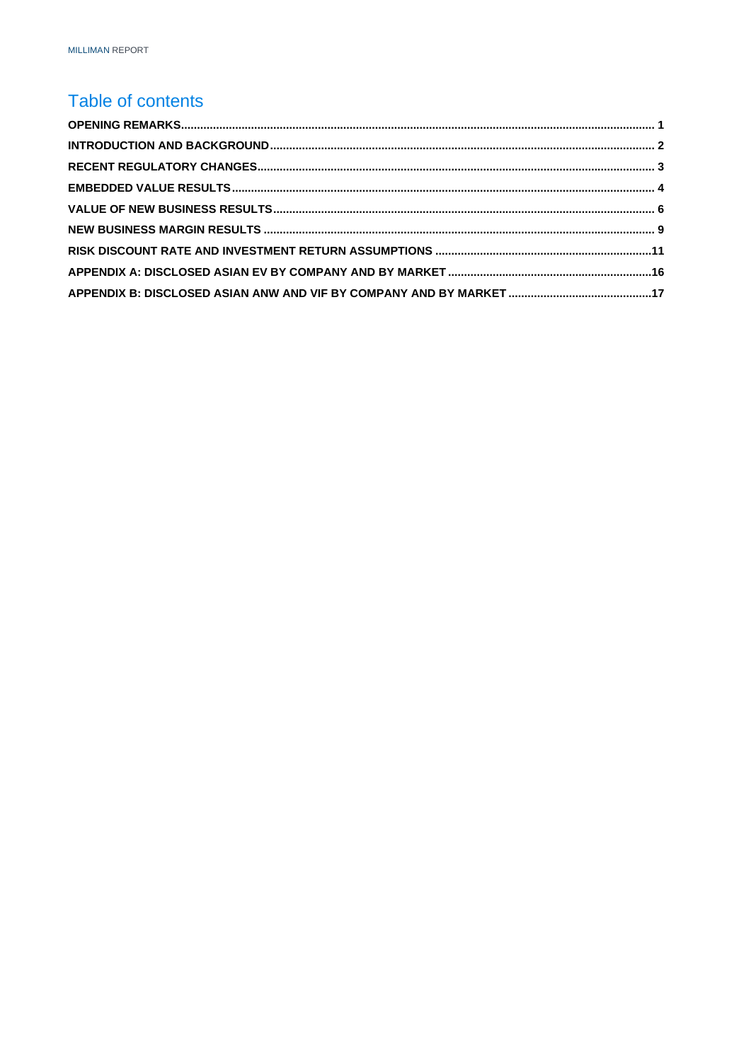# Table of contents

OPENING REMARKS .......... 1

INTRODUCTION AND BACKGROUND .......... 2

RECENT REGULATORY CHANGES .......... 3

EMBEDDED VALUE RESULTS .......... 4

VALUE OF NEW BUSINESS RESULTS .......... 6

NEW BUSINESS MARGIN RESULTS .......... 9

RISK DISCOUNT RATE AND INVESTMENT RETURN ASSUMPTIONS .......... 11

APPENDIX A: DISCLOSED ASIAN EV BY COMPANY AND BY MARKET .......... 16

APPENDIX B: DISCLOSED ASIAN ANW AND VIF BY COMPANY AND BY MARKET .......... 17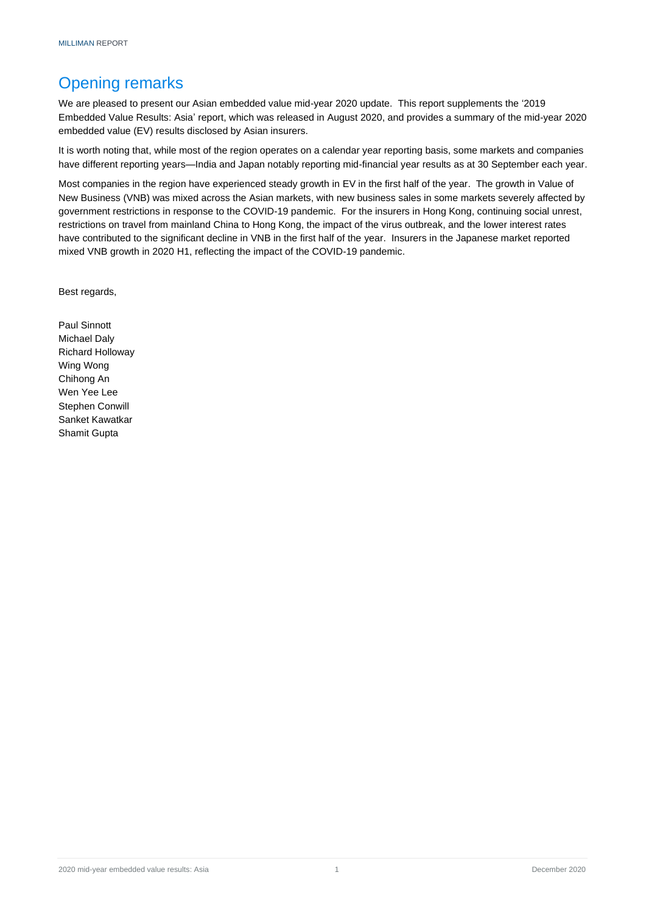# Opening remarks

We are pleased to present our Asian embedded value mid-year 2020 update. This report supplements the '2019 Embedded Value Results: Asia' report, which was released in August 2020, and provides a summary of the mid-year 2020 embedded value (EV) results disclosed by Asian insurers.

It is worth noting that, while most of the region operates on a calendar year reporting basis, some markets and companies have different reporting years—India and Japan notably reporting mid-financial year results as at 30 September each year.

Most companies in the region have experienced steady growth in EV in the first half of the year. The growth in Value of New Business (VNB) was mixed across the Asian markets, with new business sales in some markets severely affected by government restrictions in response to the COVID-19 pandemic. For the insurers in Hong Kong, continuing social unrest, restrictions on travel from mainland China to Hong Kong, the impact of the virus outbreak, and the lower interest rates have contributed to the significant decline in VNB in the first half of the year. Insurers in the Japanese market reported mixed VNB growth in 2020 H1, reflecting the impact of the COVID-19 pandemic.

Best regards,

Paul Sinnott
Michael Daly
Richard Holloway
Wing Wong
Chihong An
Wen Yee Lee
Stephen Conwill
Sanket Kawatkar
Shamit Gupta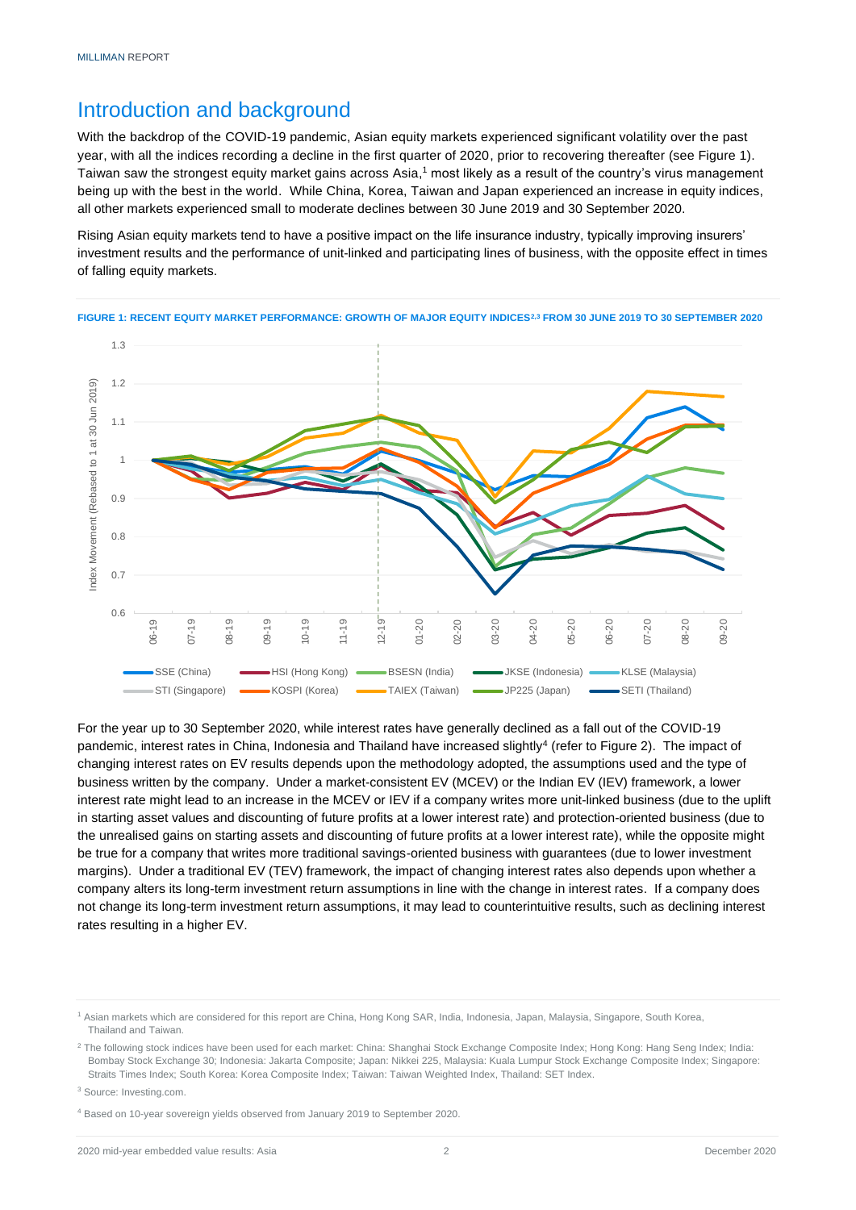# Introduction and background

With the backdrop of the COVID-19 pandemic, Asian equity markets experienced significant volatility over the past year, with all the indices recording a decline in the first quarter of 2020, prior to recovering thereafter (see Figure 1). Taiwan saw the strongest equity market gains across Asia,[1] most likely as a result of the country's virus management being up with the best in the world. While China, Korea, Taiwan and Japan experienced an increase in equity indices, all other markets experienced small to moderate declines between 30 June 2019 and 30 September 2020.

Rising Asian equity markets tend to have a positive impact on the life insurance industry, typically improving insurers' investment results and the performance of unit-linked and participating lines of business, with the opposite effect in times of falling equity markets.

**FIGURE 1: RECENT EQUITY MARKET PERFORMANCE: GROWTH OF MAJOR EQUITY INDICES[2,3] FROM 30 JUNE 2019 TO 30 SEPTEMBER 2020**

For the year up to 30 September 2020, while interest rates have generally declined as a fall out of the COVID-19 pandemic, interest rates in China, Indonesia and Thailand have increased slightly[4] (refer to Figure 2). The impact of changing interest rates on EV results depends upon the methodology adopted, the assumptions used and the type of business written by the company. Under a market-consistent EV (MCEV) or the Indian EV (IEV) framework, a lower interest rate might lead to an increase in the MCEV or IEV if a company writes more unit-linked business (due to the uplift in starting asset values and discounting of future profits at a lower interest rate) and protection-oriented business (due to the unrealised gains on starting assets and discounting of future profits at a lower interest rate), while the opposite might be true for a company that writes more traditional savings-oriented business with guarantees (due to lower investment margins). Under a traditional EV (TEV) framework, the impact of changing interest rates also depends upon whether a company alters its long-term investment return assumptions in line with the change in interest rates. If a company does not change its long-term investment return assumptions, it may lead to counterintuitive results, such as declining interest rates resulting in a higher EV.

---

[1] Asian markets which are considered for this report are China, Hong Kong SAR, India, Indonesia, Japan, Malaysia, Singapore, South Korea, Thailand and Taiwan.

[2] The following stock indices have been used for each market: China: Shanghai Stock Exchange Composite Index; Hong Kong: Hang Seng Index; India: Bombay Stock Exchange 30; Indonesia: Jakarta Composite; Japan: Nikkei 225, Malaysia: Kuala Lumpur Stock Exchange Composite Index; Singapore: Straits Times Index; South Korea: Korea Composite Index; Taiwan: Taiwan Weighted Index, Thailand: SET Index.

[3] Source: Investing.com.

[4] Based on 10-year sovereign yields observed from January 2019 to September 2020.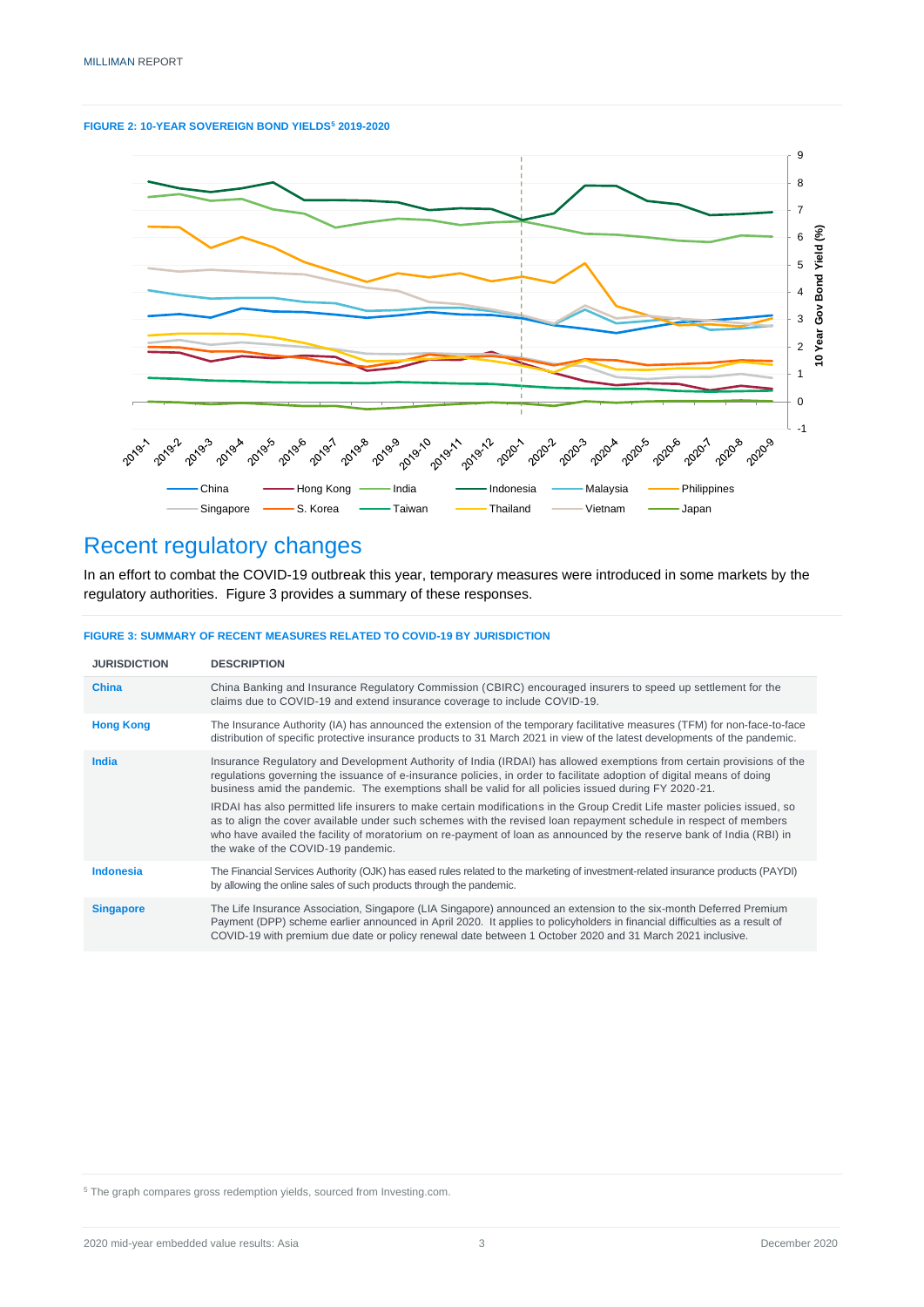**FIGURE 2: 10-YEAR SOVEREIGN BOND YIELDS[5] 2019-2020**

## Recent regulatory changes

In an effort to combat the COVID-19 outbreak this year, temporary measures were introduced in some markets by the regulatory authorities. Figure 3 provides a summary of these responses.

**FIGURE 3: SUMMARY OF RECENT MEASURES RELATED TO COVID-19 BY JURISDICTION**

| JURISDICTION | DESCRIPTION |
|---|---|
| **China** | China Banking and Insurance Regulatory Commission (CBIRC) encouraged insurers to speed up settlement for the claims due to COVID-19 and extend insurance coverage to include COVID-19. |
| **Hong Kong** | The Insurance Authority (IA) has announced the extension of the temporary facilitative measures (TFM) for non-face-to-face distribution of specific protective insurance products to 31 March 2021 in view of the latest developments of the pandemic. |
| **India** | Insurance Regulatory and Development Authority of India (IRDAI) has allowed exemptions from certain provisions of the regulations governing the issuance of e-insurance policies, in order to facilitate adoption of digital means of doing business amid the pandemic. The exemptions shall be valid for all policies issued during FY 2020-21. IRDAI has also permitted life insurers to make certain modifications in the Group Credit Life master policies issued, so as to align the cover available under such schemes with the revised loan repayment schedule in respect of members who have availed the facility of moratorium on re-payment of loan as announced by the reserve bank of India (RBI) in the wake of the COVID-19 pandemic. |
| **Indonesia** | The Financial Services Authority (OJK) has eased rules related to the marketing of investment-related insurance products (PAYDI) by allowing the online sales of such products through the pandemic. |
| **Singapore** | The Life Insurance Association, Singapore (LIA Singapore) announced an extension to the six-month Deferred Premium Payment (DPP) scheme earlier announced in April 2020. It applies to policyholders in financial difficulties as a result of COVID-19 with premium due date or policy renewal date between 1 October 2020 and 31 March 2021 inclusive. |

[5] The graph compares gross redemption yields, sourced from Investing.com.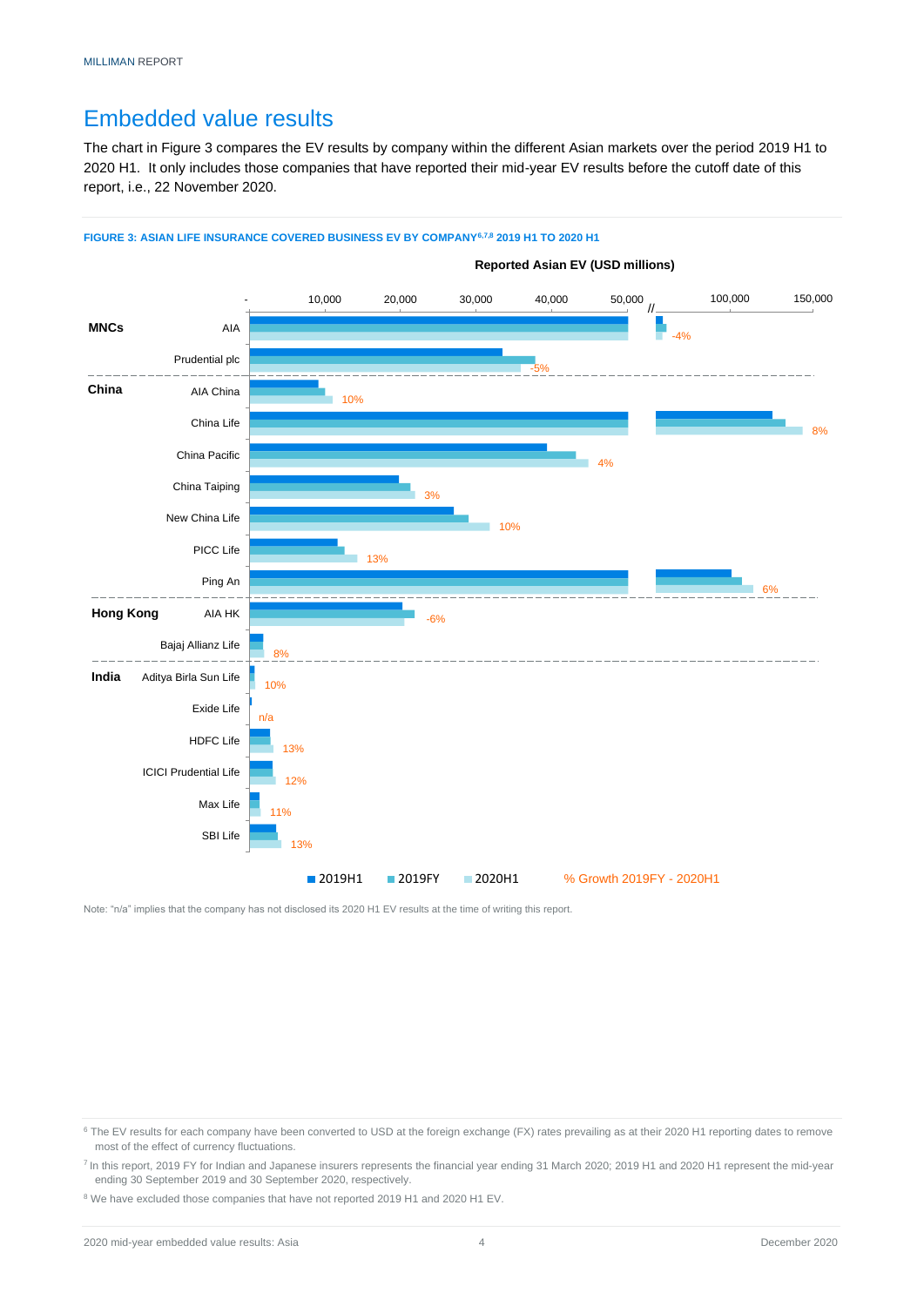## Embedded value results

The chart in Figure 3 compares the EV results by company within the different Asian markets over the period 2019 H1 to 2020 H1. It only includes those companies that have reported their mid-year EV results before the cutoff date of this report, i.e., 22 November 2020.

**FIGURE 3: ASIAN LIFE INSURANCE COVERED BUSINESS EV BY COMPANY[6,7,8] 2019 H1 TO 2020 H1**

**Reported Asian EV (USD millions)**

| Market | Company | % Growth 2019FY - 2020H1 |
|---|---|---|
| MNCs | AIA | -4% |
| | Prudential plc | -5% |
| China | AIA China | 10% |
| | China Life | 8% |
| | China Pacific | 4% |
| | China Taiping | 3% |
| | New China Life | 10% |
| | PICC Life | 13% |
| | Ping An | 6% |
| Hong Kong | AIA HK | -6% |
| | Bajaj Allianz Life | 8% |
| India | Aditya Birla Sun Life | 10% |
| | Exide Life | n/a |
| | HDFC Life | 13% |
| | ICICI Prudential Life | 12% |
| | Max Life | 11% |
| | SBI Life | 13% |

Legend: 2019H1, 2019FY, 2020H1, % Growth 2019FY - 2020H1

Note: "n/a" implies that the company has not disclosed its 2020 H1 EV results at the time of writing this report.

[6] The EV results for each company have been converted to USD at the foreign exchange (FX) rates prevailing as at their 2020 H1 reporting dates to remove most of the effect of currency fluctuations.

[7] In this report, 2019 FY for Indian and Japanese insurers represents the financial year ending 31 March 2020; 2019 H1 and 2020 H1 represent the mid-year ending 30 September 2019 and 30 September 2020, respectively.

[8] We have excluded those companies that have not reported 2019 H1 and 2020 H1 EV.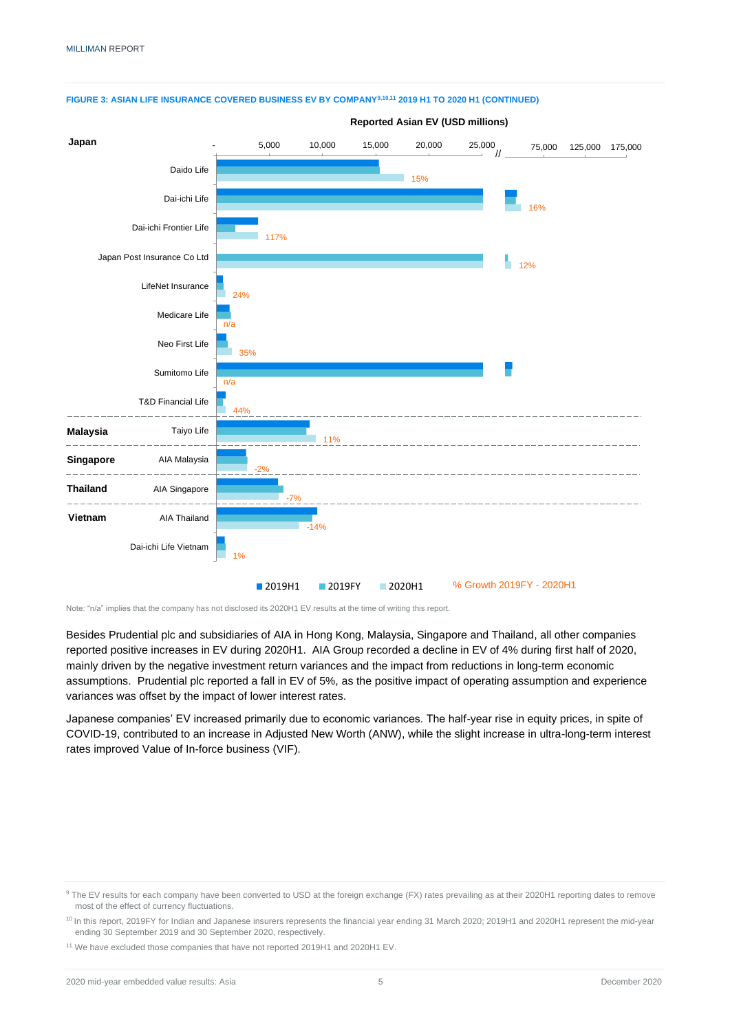**FIGURE 3: ASIAN LIFE INSURANCE COVERED BUSINESS EV BY COMPANY[9,10,11] 2019 H1 TO 2020 H1 (CONTINUED)**

Reported Asian EV (USD millions)

| Country | Company | % Growth 2019FY - 2020H1 |
|---|---|---|
| Japan | Daido Life | 15% |
| | Dai-ichi Life | 16% |
| | Dai-ichi Frontier Life | 117% |
| | Japan Post Insurance Co Ltd | 12% |
| | LifeNet Insurance | 24% |
| | Medicare Life | n/a |
| | Neo First Life | 35% |
| | Sumitomo Life | n/a |
| | T&D Financial Life | 44% |
| Malaysia | Taiyo Life | 11% |
| Singapore | AIA Malaysia | -2% |
| Thailand | AIA Singapore | -7% |
| Vietnam | AIA Thailand | -14% |
| | Dai-ichi Life Vietnam | 1% |

Legend: 2019H1, 2019FY, 2020H1, % Growth 2019FY - 2020H1

Note: "n/a" implies that the company has not disclosed its 2020H1 EV results at the time of writing this report.

Besides Prudential plc and subsidiaries of AIA in Hong Kong, Malaysia, Singapore and Thailand, all other companies reported positive increases in EV during 2020H1. AIA Group recorded a decline in EV of 4% during first half of 2020, mainly driven by the negative investment return variances and the impact from reductions in long-term economic assumptions. Prudential plc reported a fall in EV of 5%, as the positive impact of operating assumption and experience variances was offset by the impact of lower interest rates.

Japanese companies' EV increased primarily due to economic variances. The half-year rise in equity prices, in spite of COVID-19, contributed to an increase in Adjusted New Worth (ANW), while the slight increase in ultra-long-term interest rates improved Value of In-force business (VIF).

[9] The EV results for each company have been converted to USD at the foreign exchange (FX) rates prevailing as at their 2020H1 reporting dates to remove most of the effect of currency fluctuations.

[10] In this report, 2019FY for Indian and Japanese insurers represents the financial year ending 31 March 2020; 2019H1 and 2020H1 represent the mid-year ending 30 September 2019 and 30 September 2020, respectively.

[11] We have excluded those companies that have not reported 2019H1 and 2020H1 EV.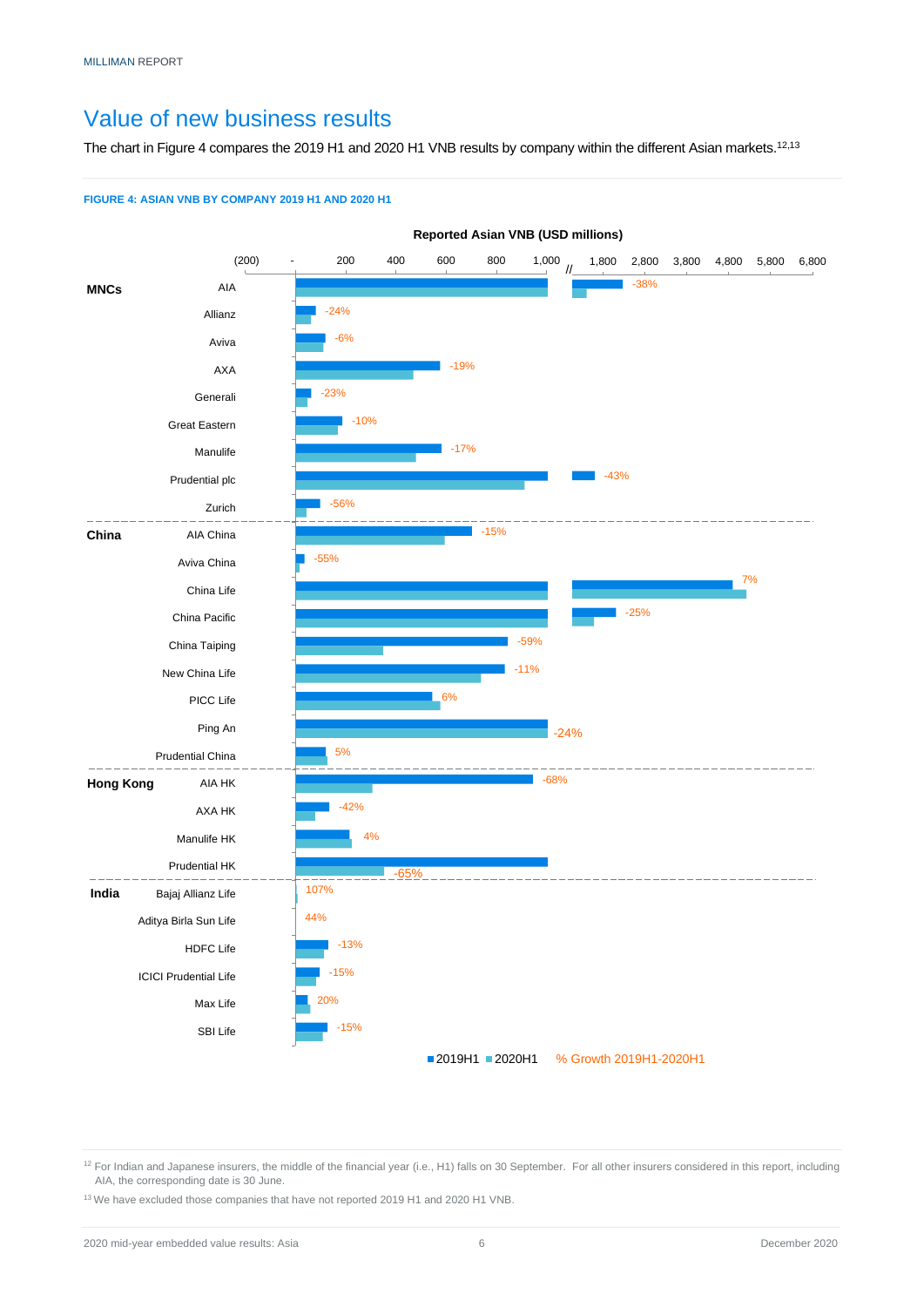## Value of new business results

The chart in Figure 4 compares the 2019 H1 and 2020 H1 VNB results by company within the different Asian markets.[12,13]

**FIGURE 4: ASIAN VNB BY COMPANY 2019 H1 AND 2020 H1**

Reported Asian VNB (USD millions)

| Market | Company | % Growth 2019H1-2020H1 |
|---|---|---|
| MNCs | AIA | -38% |
| | Allianz | -24% |
| | Aviva | -6% |
| | AXA | -19% |
| | Generali | -23% |
| | Great Eastern | -10% |
| | Manulife | -17% |
| | Prudential plc | -43% |
| | Zurich | -56% |
| China | AIA China | -15% |
| | Aviva China | -55% |
| | China Life | 7% |
| | China Pacific | -25% |
| | China Taiping | -59% |
| | New China Life | -11% |
| | PICC Life | 6% |
| | Ping An | -24% |
| | Prudential China | 5% |
| Hong Kong | AIA HK | -68% |
| | AXA HK | -42% |
| | Manulife HK | 4% |
| | Prudential HK | -65% |
| India | Bajaj Allianz Life | 107% |
| | Aditya Birla Sun Life | 44% |
| | HDFC Life | -13% |
| | ICICI Prudential Life | -15% |
| | Max Life | 20% |
| | SBI Life | -15% |

Legend: 2019H1, 2020H1, % Growth 2019H1-2020H1

[12] For Indian and Japanese insurers, the middle of the financial year (i.e., H1) falls on 30 September. For all other insurers considered in this report, including AIA, the corresponding date is 30 June.

[13] We have excluded those companies that have not reported 2019 H1 and 2020 H1 VNB.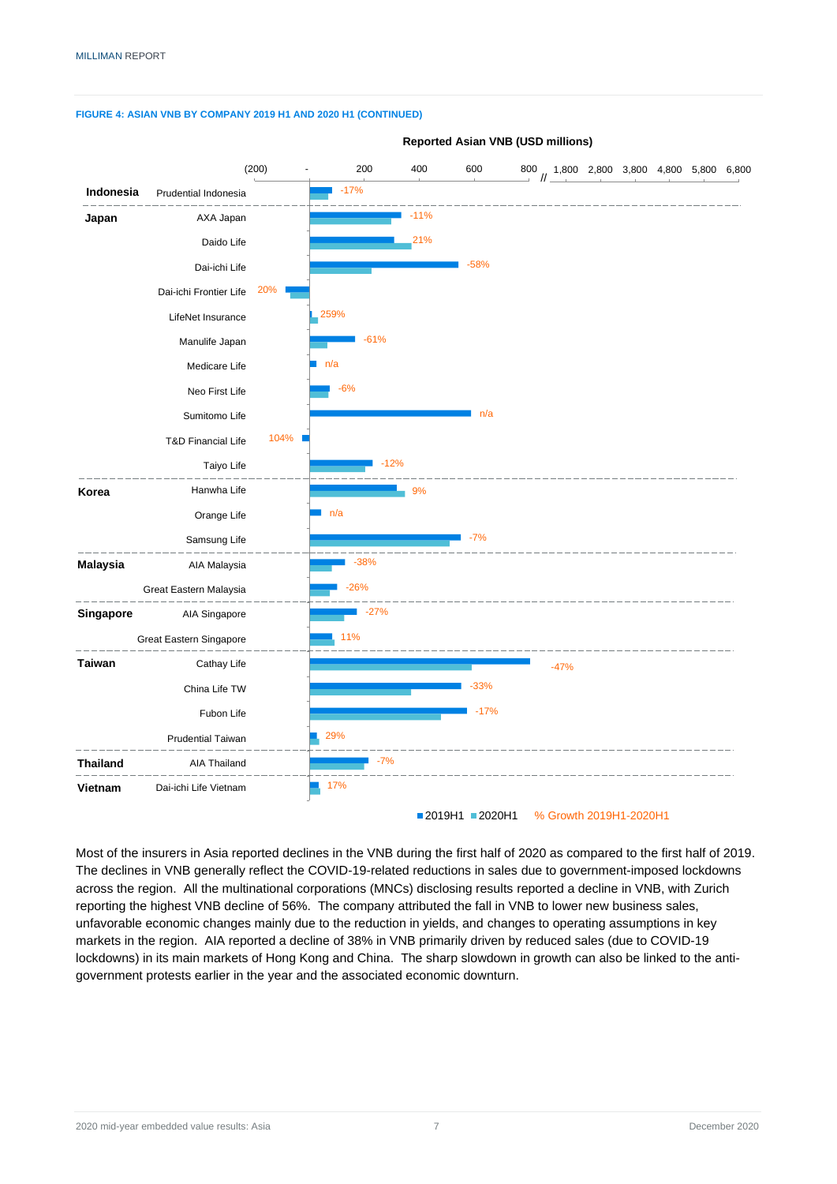**FIGURE 4: ASIAN VNB BY COMPANY 2019 H1 AND 2020 H1 (CONTINUED)**

Reported Asian VNB (USD millions)

| Country | Company | % Growth 2019H1-2020H1 |
|---|---|---|
| Indonesia | Prudential Indonesia | -17% |
| Japan | AXA Japan | -11% |
| | Daido Life | 21% |
| | Dai-ichi Life | -58% |
| | Dai-ichi Frontier Life | 20% |
| | LifeNet Insurance | 259% |
| | Manulife Japan | -61% |
| | Medicare Life | n/a |
| | Neo First Life | -6% |
| | Sumitomo Life | n/a |
| | T&D Financial Life | 104% |
| | Taiyo Life | -12% |
| Korea | Hanwha Life | 9% |
| | Orange Life | n/a |
| | Samsung Life | -7% |
| Malaysia | AIA Malaysia | -38% |
| | Great Eastern Malaysia | -26% |
| Singapore | AIA Singapore | -27% |
| | Great Eastern Singapore | 11% |
| Taiwan | Cathay Life | -47% |
| | China Life TW | -33% |
| | Fubon Life | -17% |
| | Prudential Taiwan | 29% |
| Thailand | AIA Thailand | -7% |
| Vietnam | Dai-ichi Life Vietnam | 17% |

Legend: 2019H1, 2020H1, % Growth 2019H1-2020H1

Most of the insurers in Asia reported declines in the VNB during the first half of 2020 as compared to the first half of 2019. The declines in VNB generally reflect the COVID-19-related reductions in sales due to government-imposed lockdowns across the region. All the multinational corporations (MNCs) disclosing results reported a decline in VNB, with Zurich reporting the highest VNB decline of 56%. The company attributed the fall in VNB to lower new business sales, unfavorable economic changes mainly due to the reduction in yields, and changes to operating assumptions in key markets in the region. AIA reported a decline of 38% in VNB primarily driven by reduced sales (due to COVID-19 lockdowns) in its main markets of Hong Kong and China. The sharp slowdown in growth can also be linked to the anti-government protests earlier in the year and the associated economic downturn.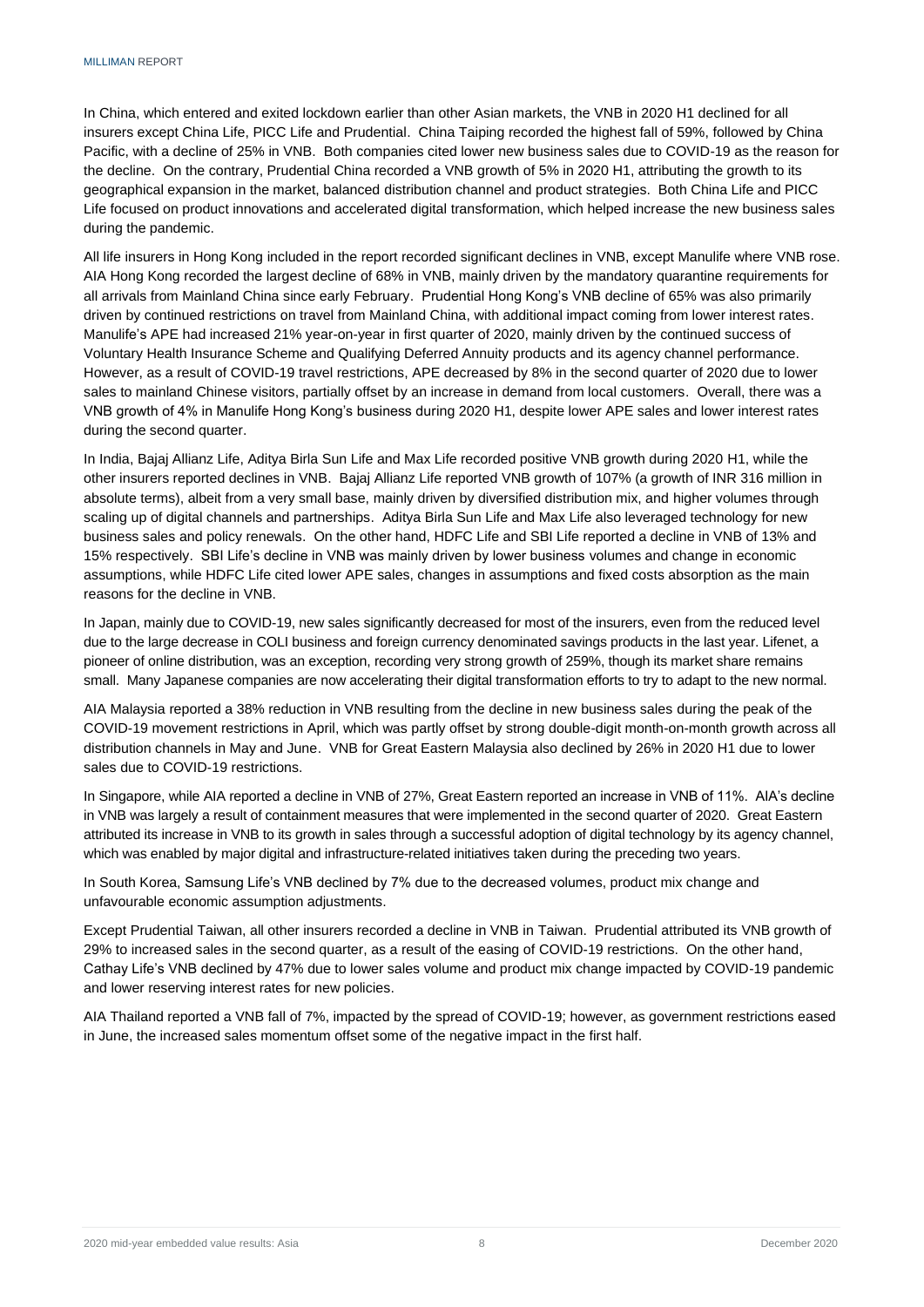In China, which entered and exited lockdown earlier than other Asian markets, the VNB in 2020 H1 declined for all insurers except China Life, PICC Life and Prudential. China Taiping recorded the highest fall of 59%, followed by China Pacific, with a decline of 25% in VNB. Both companies cited lower new business sales due to COVID-19 as the reason for the decline. On the contrary, Prudential China recorded a VNB growth of 5% in 2020 H1, attributing the growth to its geographical expansion in the market, balanced distribution channel and product strategies. Both China Life and PICC Life focused on product innovations and accelerated digital transformation, which helped increase the new business sales during the pandemic.

All life insurers in Hong Kong included in the report recorded significant declines in VNB, except Manulife where VNB rose. AIA Hong Kong recorded the largest decline of 68% in VNB, mainly driven by the mandatory quarantine requirements for all arrivals from Mainland China since early February. Prudential Hong Kong's VNB decline of 65% was also primarily driven by continued restrictions on travel from Mainland China, with additional impact coming from lower interest rates. Manulife's APE had increased 21% year-on-year in first quarter of 2020, mainly driven by the continued success of Voluntary Health Insurance Scheme and Qualifying Deferred Annuity products and its agency channel performance. However, as a result of COVID-19 travel restrictions, APE decreased by 8% in the second quarter of 2020 due to lower sales to mainland Chinese visitors, partially offset by an increase in demand from local customers. Overall, there was a VNB growth of 4% in Manulife Hong Kong's business during 2020 H1, despite lower APE sales and lower interest rates during the second quarter.

In India, Bajaj Allianz Life, Aditya Birla Sun Life and Max Life recorded positive VNB growth during 2020 H1, while the other insurers reported declines in VNB. Bajaj Allianz Life reported VNB growth of 107% (a growth of INR 316 million in absolute terms), albeit from a very small base, mainly driven by diversified distribution mix, and higher volumes through scaling up of digital channels and partnerships. Aditya Birla Sun Life and Max Life also leveraged technology for new business sales and policy renewals. On the other hand, HDFC Life and SBI Life reported a decline in VNB of 13% and 15% respectively. SBI Life's decline in VNB was mainly driven by lower business volumes and change in economic assumptions, while HDFC Life cited lower APE sales, changes in assumptions and fixed costs absorption as the main reasons for the decline in VNB.

In Japan, mainly due to COVID-19, new sales significantly decreased for most of the insurers, even from the reduced level due to the large decrease in COLI business and foreign currency denominated savings products in the last year. Lifenet, a pioneer of online distribution, was an exception, recording very strong growth of 259%, though its market share remains small. Many Japanese companies are now accelerating their digital transformation efforts to try to adapt to the new normal.

AIA Malaysia reported a 38% reduction in VNB resulting from the decline in new business sales during the peak of the COVID-19 movement restrictions in April, which was partly offset by strong double-digit month-on-month growth across all distribution channels in May and June. VNB for Great Eastern Malaysia also declined by 26% in 2020 H1 due to lower sales due to COVID-19 restrictions.

In Singapore, while AIA reported a decline in VNB of 27%, Great Eastern reported an increase in VNB of 11%. AIA's decline in VNB was largely a result of containment measures that were implemented in the second quarter of 2020. Great Eastern attributed its increase in VNB to its growth in sales through a successful adoption of digital technology by its agency channel, which was enabled by major digital and infrastructure-related initiatives taken during the preceding two years.

In South Korea, Samsung Life's VNB declined by 7% due to the decreased volumes, product mix change and unfavourable economic assumption adjustments.

Except Prudential Taiwan, all other insurers recorded a decline in VNB in Taiwan. Prudential attributed its VNB growth of 29% to increased sales in the second quarter, as a result of the easing of COVID-19 restrictions. On the other hand, Cathay Life's VNB declined by 47% due to lower sales volume and product mix change impacted by COVID-19 pandemic and lower reserving interest rates for new policies.

AIA Thailand reported a VNB fall of 7%, impacted by the spread of COVID-19; however, as government restrictions eased in June, the increased sales momentum offset some of the negative impact in the first half.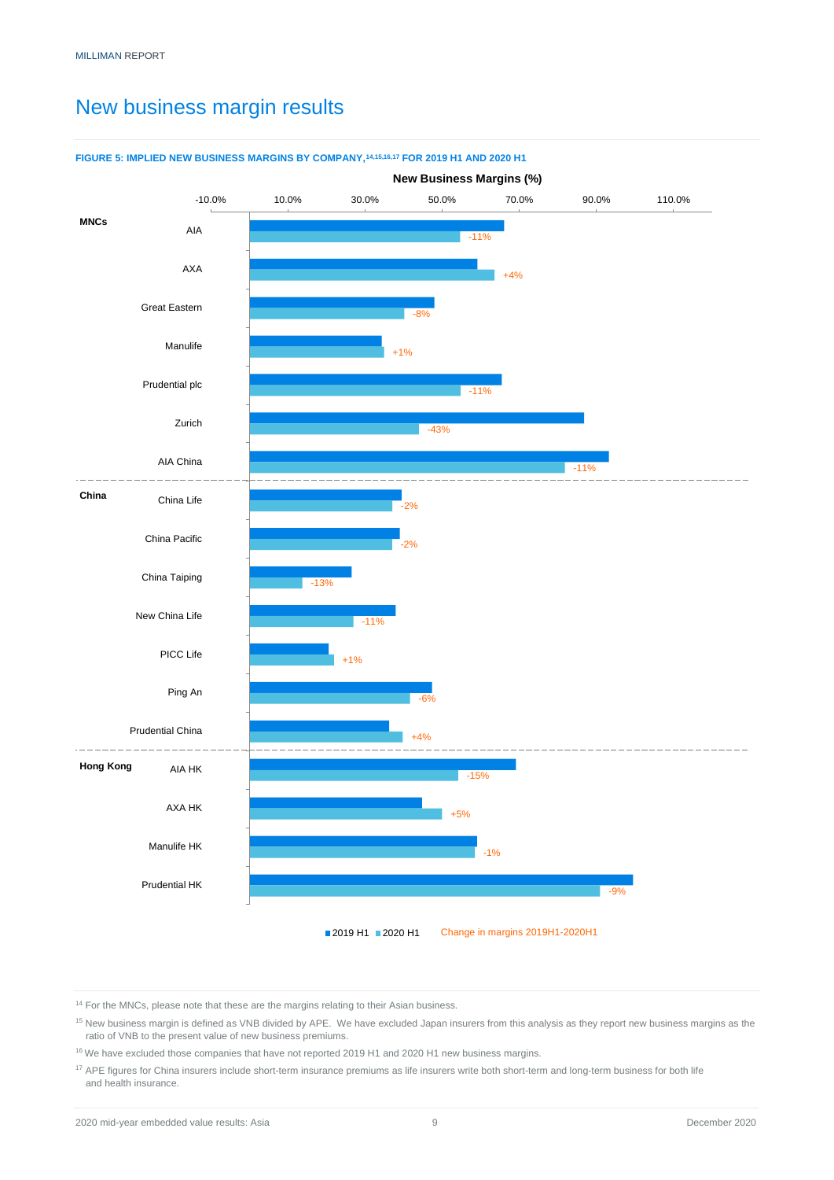# New business margin results

**FIGURE 5: IMPLIED NEW BUSINESS MARGINS BY COMPANY,[14,15,16,17] FOR 2019 H1 AND 2020 H1**

**New Business Margins (%)**

| Group | Company | Change in margins 2019H1-2020H1 |
|---|---|---|
| MNCs | AIA | -11% |
| | AXA | +4% |
| | Great Eastern | -8% |
| | Manulife | +1% |
| | Prudential plc | -11% |
| | Zurich | -43% |
| | AIA China | -11% |
| China | China Life | -2% |
| | China Pacific | -2% |
| | China Taiping | -13% |
| | New China Life | -11% |
| | PICC Life | +1% |
| | Ping An | -6% |
| | Prudential China | +4% |
| Hong Kong | AIA HK | -15% |
| | AXA HK | +5% |
| | Manulife HK | -1% |
| | Prudential HK | -9% |

■ 2019 H1 ■ 2020 H1 Change in margins 2019H1-2020H1

---

[14] For the MNCs, please note that these are the margins relating to their Asian business.

[15] New business margin is defined as VNB divided by APE. We have excluded Japan insurers from this analysis as they report new business margins as the ratio of VNB to the present value of new business premiums.

[16] We have excluded those companies that have not reported 2019 H1 and 2020 H1 new business margins.

[17] APE figures for China insurers include short-term insurance premiums as life insurers write both short-term and long-term business for both life and health insurance.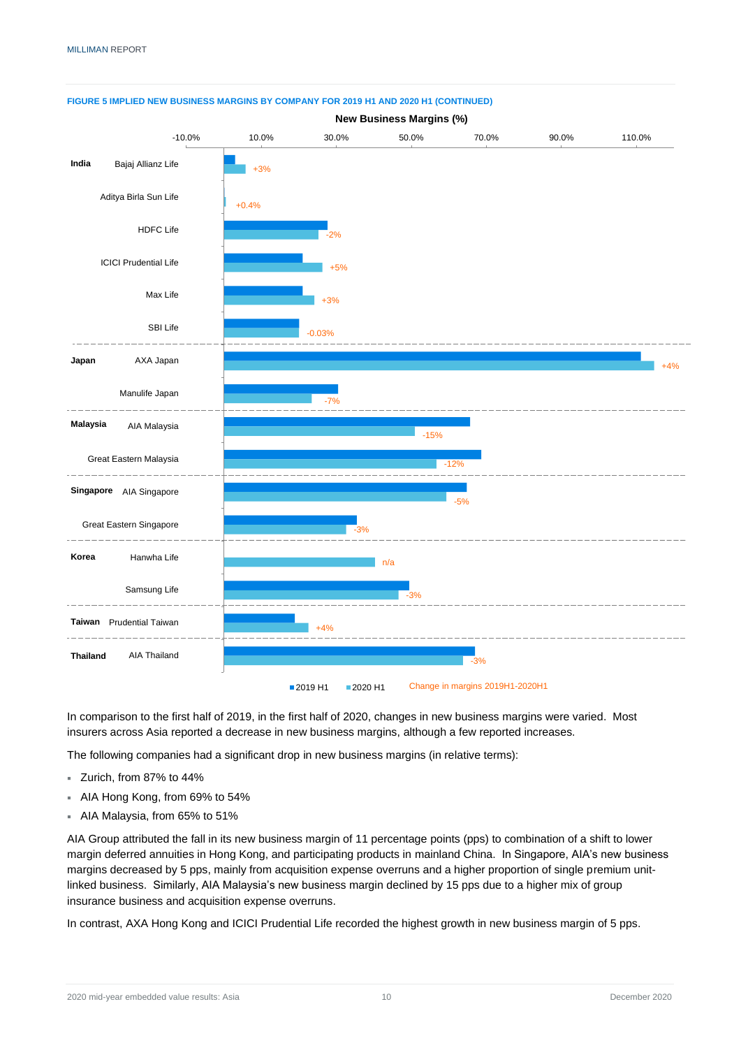**FIGURE 5 IMPLIED NEW BUSINESS MARGINS BY COMPANY FOR 2019 H1 AND 2020 H1 (CONTINUED)**

New Business Margins (%)

| Country | Company | Change in margins 2019H1-2020H1 |
|---|---|---|
| India | Bajaj Allianz Life | +3% |
| | Aditya Birla Sun Life | +0.4% |
| | HDFC Life | -2% |
| | ICICI Prudential Life | +5% |
| | Max Life | +3% |
| | SBI Life | -0.03% |
| Japan | AXA Japan | +4% |
| | Manulife Japan | -7% |
| Malaysia | AIA Malaysia | -15% |
| | Great Eastern Malaysia | -12% |
| Singapore | AIA Singapore | -5% |
| | Great Eastern Singapore | -3% |
| Korea | Hanwha Life | n/a |
| | Samsung Life | -3% |
| Taiwan | Prudential Taiwan | +4% |
| Thailand | AIA Thailand | -3% |

In comparison to the first half of 2019, in the first half of 2020, changes in new business margins were varied. Most insurers across Asia reported a decrease in new business margins, although a few reported increases.

The following companies had a significant drop in new business margins (in relative terms):

- Zurich, from 87% to 44%
- AIA Hong Kong, from 69% to 54%
- AIA Malaysia, from 65% to 51%

AIA Group attributed the fall in its new business margin of 11 percentage points (pps) to combination of a shift to lower margin deferred annuities in Hong Kong, and participating products in mainland China. In Singapore, AIA's new business margins decreased by 5 pps, mainly from acquisition expense overruns and a higher proportion of single premium unit-linked business. Similarly, AIA Malaysia's new business margin declined by 15 pps due to a higher mix of group insurance business and acquisition expense overruns.

In contrast, AXA Hong Kong and ICICI Prudential Life recorded the highest growth in new business margin of 5 pps.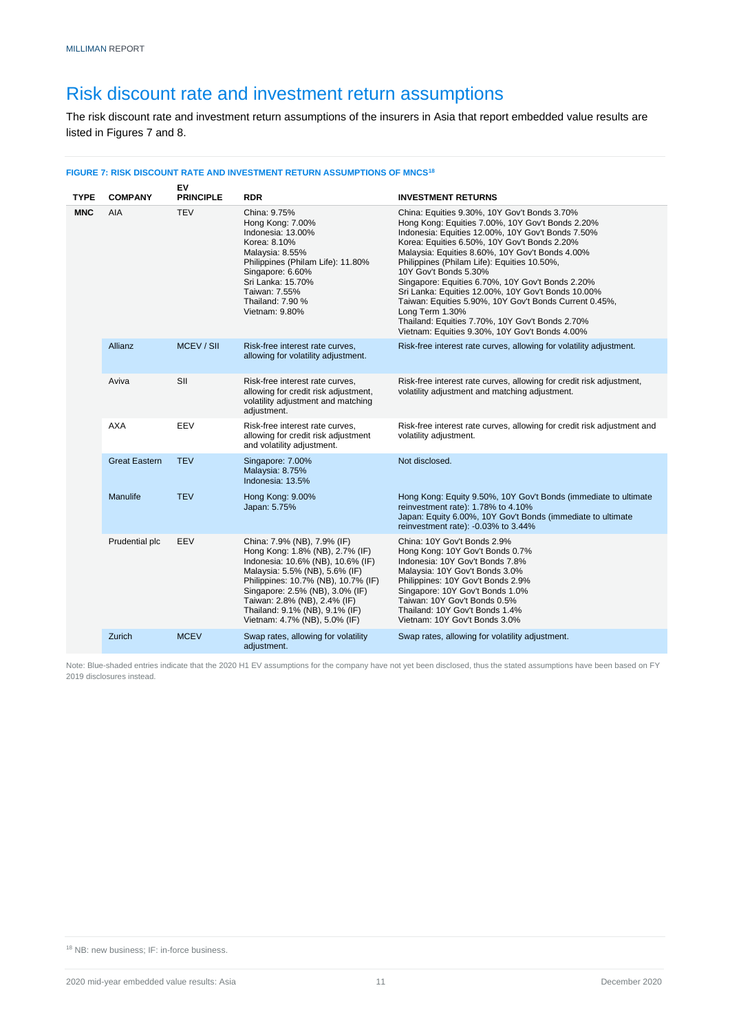# Risk discount rate and investment return assumptions

The risk discount rate and investment return assumptions of the insurers in Asia that report embedded value results are listed in Figures 7 and 8.

**FIGURE 7: RISK DISCOUNT RATE AND INVESTMENT RETURN ASSUMPTIONS OF MNCS[18]**

| TYPE | COMPANY | EV PRINCIPLE | RDR | INVESTMENT RETURNS |
|---|---|---|---|---|
| **MNC** | AIA | TEV | China: 9.75%<br>Hong Kong: 7.00%<br>Indonesia: 13.00%<br>Korea: 8.10%<br>Malaysia: 8.55%<br>Philippines (Philam Life): 11.80%<br>Singapore: 6.60%<br>Sri Lanka: 15.70%<br>Taiwan: 7.55%<br>Thailand: 7.90 %<br>Vietnam: 9.80% | China: Equities 9.30%, 10Y Gov't Bonds 3.70%<br>Hong Kong: Equities 7.00%, 10Y Gov't Bonds 2.20%<br>Indonesia: Equities 12.00%, 10Y Gov't Bonds 7.50%<br>Korea: Equities 6.50%, 10Y Gov't Bonds 2.20%<br>Malaysia: Equities 8.60%, 10Y Gov't Bonds 4.00%<br>Philippines (Philam Life): Equities 10.50%, 10Y Gov't Bonds 5.30%<br>Singapore: Equities 6.70%, 10Y Gov't Bonds 2.20%<br>Sri Lanka: Equities 12.00%, 10Y Gov't Bonds 10.00%<br>Taiwan: Equities 5.90%, 10Y Gov't Bonds Current 0.45%, Long Term 1.30%<br>Thailand: Equities 7.70%, 10Y Gov't Bonds 2.70%<br>Vietnam: Equities 9.30%, 10Y Gov't Bonds 4.00% |
| | Allianz | MCEV / SII | Risk-free interest rate curves, allowing for volatility adjustment. | Risk-free interest rate curves, allowing for volatility adjustment. |
| | Aviva | SII | Risk-free interest rate curves, allowing for credit risk adjustment, volatility adjustment and matching adjustment. | Risk-free interest rate curves, allowing for credit risk adjustment, volatility adjustment and matching adjustment. |
| | AXA | EEV | Risk-free interest rate curves, allowing for credit risk adjustment and volatility adjustment. | Risk-free interest rate curves, allowing for credit risk adjustment and volatility adjustment. |
| | Great Eastern | TEV | Singapore: 7.00%<br>Malaysia: 8.75%<br>Indonesia: 13.5% | Not disclosed. |
| | Manulife | TEV | Hong Kong: 9.00%<br>Japan: 5.75% | Hong Kong: Equity 9.50%, 10Y Gov't Bonds (immediate to ultimate reinvestment rate): 1.78% to 4.10%<br>Japan: Equity 6.00%, 10Y Gov't Bonds (immediate to ultimate reinvestment rate): -0.03% to 3.44% |
| | Prudential plc | EEV | China: 7.9% (NB), 7.9% (IF)<br>Hong Kong: 1.8% (NB), 2.7% (IF)<br>Indonesia: 10.6% (NB), 10.6% (IF)<br>Malaysia: 5.5% (NB), 5.6% (IF)<br>Philippines: 10.7% (NB), 10.7% (IF)<br>Singapore: 2.5% (NB), 3.0% (IF)<br>Taiwan: 2.8% (NB), 2.4% (IF)<br>Thailand: 9.1% (NB), 9.1% (IF)<br>Vietnam: 4.7% (NB), 5.0% (IF) | China: 10Y Gov't Bonds 2.9%<br>Hong Kong: 10Y Gov't Bonds 0.7%<br>Indonesia: 10Y Gov't Bonds 7.8%<br>Malaysia: 10Y Gov't Bonds 3.0%<br>Philippines: 10Y Gov't Bonds 2.9%<br>Singapore: 10Y Gov't Bonds 1.0%<br>Taiwan: 10Y Gov't Bonds 0.5%<br>Thailand: 10Y Gov't Bonds 1.4%<br>Vietnam: 10Y Gov't Bonds 3.0% |
| | Zurich | MCEV | Swap rates, allowing for volatility adjustment. | Swap rates, allowing for volatility adjustment. |

Note: Blue-shaded entries indicate that the 2020 H1 EV assumptions for the company have not yet been disclosed, thus the stated assumptions have been based on FY 2019 disclosures instead.

[18] NB: new business; IF: in-force business.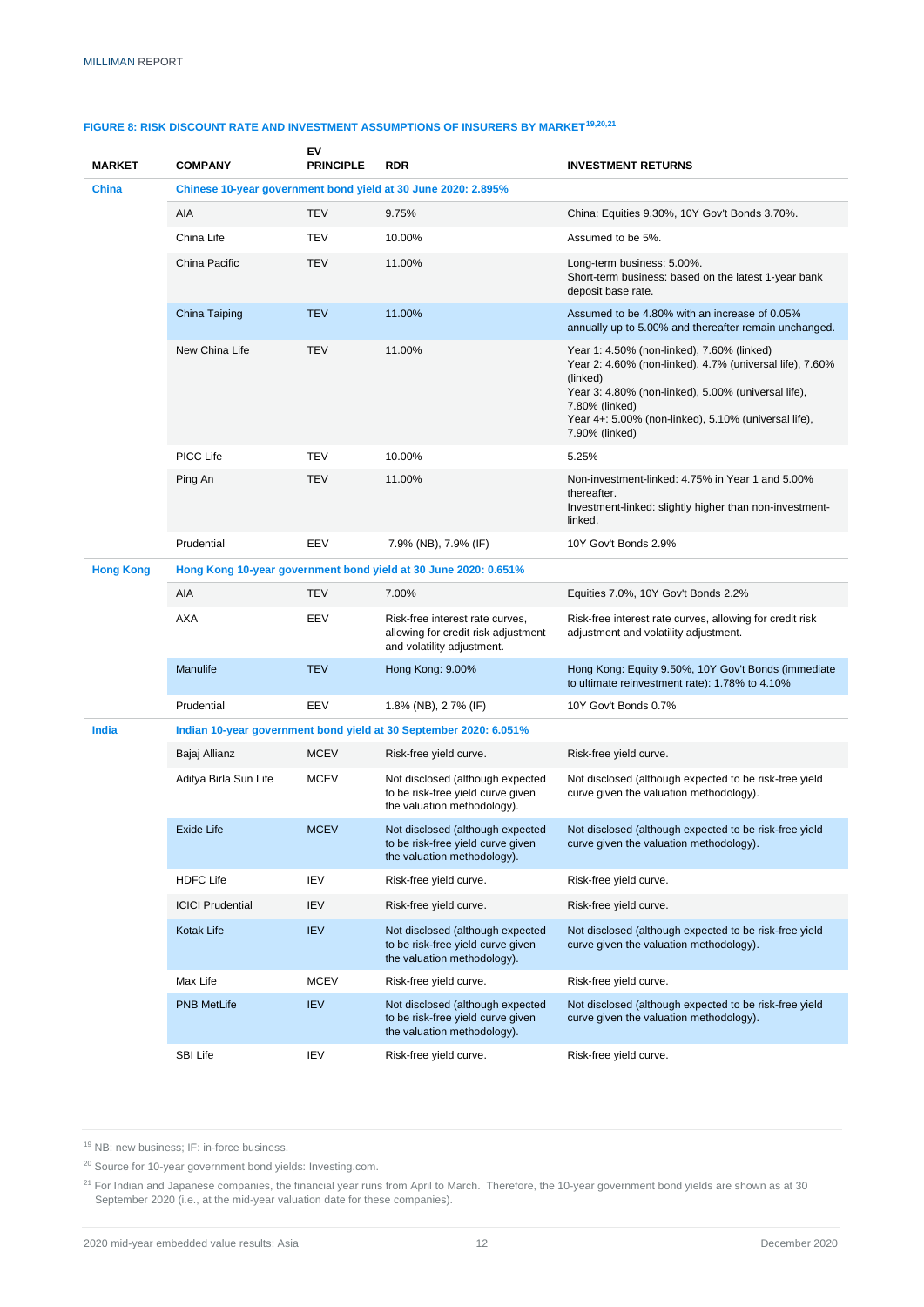**FIGURE 8: RISK DISCOUNT RATE AND INVESTMENT ASSUMPTIONS OF INSURERS BY MARKET[19,20,21]**

| MARKET | COMPANY | EV PRINCIPLE | RDR | INVESTMENT RETURNS |
|---|---|---|---|---|
| **China** | **Chinese 10-year government bond yield at 30 June 2020: 2.895%** | | | |
| | AIA | TEV | 9.75% | China: Equities 9.30%, 10Y Gov't Bonds 3.70%. |
| | China Life | TEV | 10.00% | Assumed to be 5%. |
| | China Pacific | TEV | 11.00% | Long-term business: 5.00%.<br>Short-term business: based on the latest 1-year bank deposit base rate. |
| | China Taiping | TEV | 11.00% | Assumed to be 4.80% with an increase of 0.05% annually up to 5.00% and thereafter remain unchanged. |
| | New China Life | TEV | 11.00% | Year 1: 4.50% (non-linked), 7.60% (linked)<br>Year 2: 4.60% (non-linked), 4.7% (universal life), 7.60% (linked)<br>Year 3: 4.80% (non-linked), 5.00% (universal life), 7.80% (linked)<br>Year 4+: 5.00% (non-linked), 5.10% (universal life), 7.90% (linked) |
| | PICC Life | TEV | 10.00% | 5.25% |
| | Ping An | TEV | 11.00% | Non-investment-linked: 4.75% in Year 1 and 5.00% thereafter.<br>Investment-linked: slightly higher than non-investment-linked. |
| | Prudential | EEV | 7.9% (NB), 7.9% (IF) | 10Y Gov't Bonds 2.9% |
| **Hong Kong** | **Hong Kong 10-year government bond yield at 30 June 2020: 0.651%** | | | |
| | AIA | TEV | 7.00% | Equities 7.0%, 10Y Gov't Bonds 2.2% |
| | AXA | EEV | Risk-free interest rate curves, allowing for credit risk adjustment and volatility adjustment. | Risk-free interest rate curves, allowing for credit risk adjustment and volatility adjustment. |
| | Manulife | TEV | Hong Kong: 9.00% | Hong Kong: Equity 9.50%, 10Y Gov't Bonds (immediate to ultimate reinvestment rate): 1.78% to 4.10% |
| | Prudential | EEV | 1.8% (NB), 2.7% (IF) | 10Y Gov't Bonds 0.7% |
| **India** | **Indian 10-year government bond yield at 30 September 2020: 6.051%** | | | |
| | Bajaj Allianz | MCEV | Risk-free yield curve. | Risk-free yield curve. |
| | Aditya Birla Sun Life | MCEV | Not disclosed (although expected to be risk-free yield curve given the valuation methodology). | Not disclosed (although expected to be risk-free yield curve given the valuation methodology). |
| | Exide Life | MCEV | Not disclosed (although expected to be risk-free yield curve given the valuation methodology). | Not disclosed (although expected to be risk-free yield curve given the valuation methodology). |
| | HDFC Life | IEV | Risk-free yield curve. | Risk-free yield curve. |
| | ICICI Prudential | IEV | Risk-free yield curve. | Risk-free yield curve. |
| | Kotak Life | IEV | Not disclosed (although expected to be risk-free yield curve given the valuation methodology). | Not disclosed (although expected to be risk-free yield curve given the valuation methodology). |
| | Max Life | MCEV | Risk-free yield curve. | Risk-free yield curve. |
| | PNB MetLife | IEV | Not disclosed (although expected to be risk-free yield curve given the valuation methodology). | Not disclosed (although expected to be risk-free yield curve given the valuation methodology). |
| | SBI Life | IEV | Risk-free yield curve. | Risk-free yield curve. |

[19] NB: new business; IF: in-force business.

[20] Source for 10-year government bond yields: Investing.com.

[21] For Indian and Japanese companies, the financial year runs from April to March. Therefore, the 10-year government bond yields are shown as at 30 September 2020 (i.e., at the mid-year valuation date for these companies).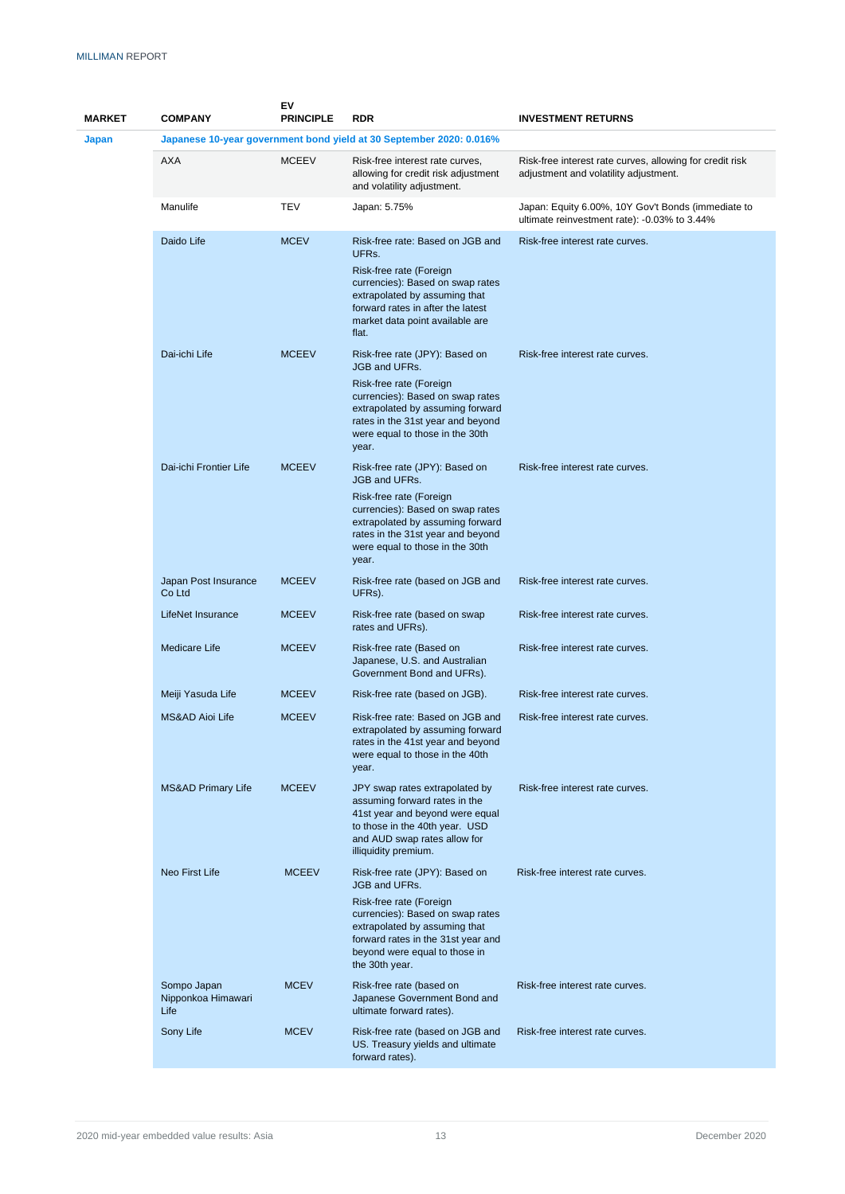| MARKET | COMPANY | EV PRINCIPLE | RDR | INVESTMENT RETURNS |
|---|---|---|---|---|
| Japan | Japanese 10-year government bond yield at 30 September 2020: 0.016% | | | |
| | AXA | MCEEV | Risk-free interest rate curves, allowing for credit risk adjustment and volatility adjustment. | Risk-free interest rate curves, allowing for credit risk adjustment and volatility adjustment. |
| | Manulife | TEV | Japan: 5.75% | Japan: Equity 6.00%, 10Y Gov't Bonds (immediate to ultimate reinvestment rate): -0.03% to 3.44% |
| | Daido Life | MCEV | Risk-free rate: Based on JGB and UFRs.<br><br>Risk-free rate (Foreign currencies): Based on swap rates extrapolated by assuming that forward rates in after the latest market data point available are flat. | Risk-free interest rate curves. |
| | Dai-ichi Life | MCEEV | Risk-free rate (JPY): Based on JGB and UFRs.<br><br>Risk-free rate (Foreign currencies): Based on swap rates extrapolated by assuming forward rates in the 31st year and beyond were equal to those in the 30th year. | Risk-free interest rate curves. |
| | Dai-ichi Frontier Life | MCEEV | Risk-free rate (JPY): Based on JGB and UFRs.<br><br>Risk-free rate (Foreign currencies): Based on swap rates extrapolated by assuming forward rates in the 31st year and beyond were equal to those in the 30th year. | Risk-free interest rate curves. |
| | Japan Post Insurance Co Ltd | MCEEV | Risk-free rate (based on JGB and UFRs). | Risk-free interest rate curves. |
| | LifeNet Insurance | MCEEV | Risk-free rate (based on swap rates and UFRs). | Risk-free interest rate curves. |
| | Medicare Life | MCEEV | Risk-free rate (Based on Japanese, U.S. and Australian Government Bond and UFRs). | Risk-free interest rate curves. |
| | Meiji Yasuda Life | MCEEV | Risk-free rate (based on JGB). | Risk-free interest rate curves. |
| | MS&AD Aioi Life | MCEEV | Risk-free rate: Based on JGB and extrapolated by assuming forward rates in the 41st year and beyond were equal to those in the 40th year. | Risk-free interest rate curves. |
| | MS&AD Primary Life | MCEEV | JPY swap rates extrapolated by assuming forward rates in the 41st year and beyond were equal to those in the 40th year. USD and AUD swap rates allow for illiquidity premium. | Risk-free interest rate curves. |
| | Neo First Life | MCEEV | Risk-free rate (JPY): Based on JGB and UFRs.<br><br>Risk-free rate (Foreign currencies): Based on swap rates extrapolated by assuming that forward rates in the 31st year and beyond were equal to those in the 30th year. | Risk-free interest rate curves. |
| | Sompo Japan Nipponkoa Himawari Life | MCEV | Risk-free rate (based on Japanese Government Bond and ultimate forward rates). | Risk-free interest rate curves. |
| | Sony Life | MCEV | Risk-free rate (based on JGB and US. Treasury yields and ultimate forward rates). | Risk-free interest rate curves. |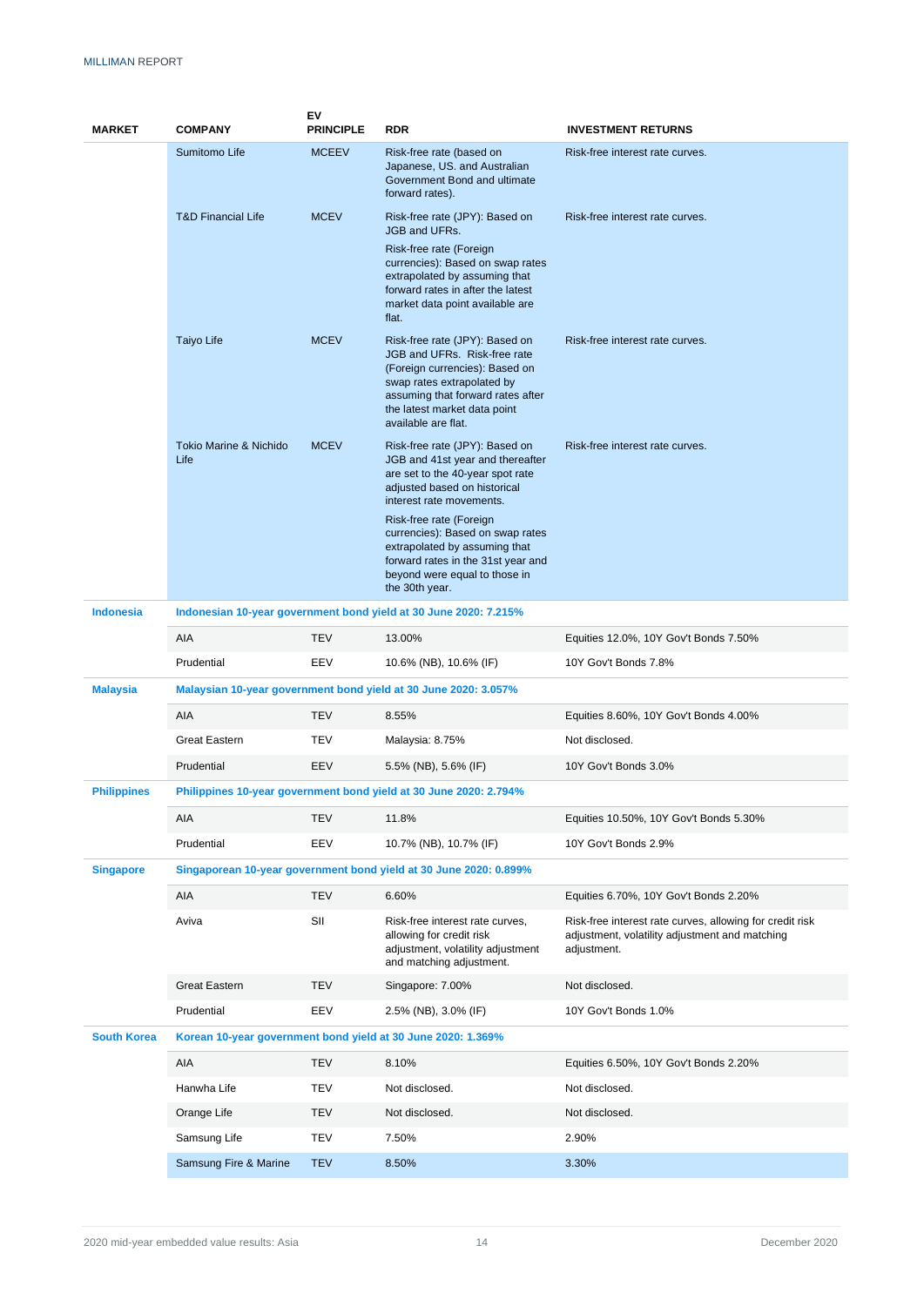| MARKET | COMPANY | EV PRINCIPLE | RDR | INVESTMENT RETURNS |
|---|---|---|---|---|
| | Sumitomo Life | MCEEV | Risk-free rate (based on Japanese, US. and Australian Government Bond and ultimate forward rates). | Risk-free interest rate curves. |
| | T&D Financial Life | MCEV | Risk-free rate (JPY): Based on JGB and UFRs.<br>Risk-free rate (Foreign currencies): Based on swap rates extrapolated by assuming that forward rates in after the latest market data point available are flat. | Risk-free interest rate curves. |
| | Taiyo Life | MCEV | Risk-free rate (JPY): Based on JGB and UFRs. Risk-free rate (Foreign currencies): Based on swap rates extrapolated by assuming that forward rates after the latest market data point available are flat. | Risk-free interest rate curves. |
| | Tokio Marine & Nichido Life | MCEV | Risk-free rate (JPY): Based on JGB and 41st year and thereafter are set to the 40-year spot rate adjusted based on historical interest rate movements.<br>Risk-free rate (Foreign currencies): Based on swap rates extrapolated by assuming that forward rates in the 31st year and beyond were equal to those in the 30th year. | Risk-free interest rate curves. |
| **Indonesia** | **Indonesian 10-year government bond yield at 30 June 2020: 7.215%** | | | |
| | AIA | TEV | 13.00% | Equities 12.0%, 10Y Gov't Bonds 7.50% |
| | Prudential | EEV | 10.6% (NB), 10.6% (IF) | 10Y Gov't Bonds 7.8% |
| **Malaysia** | **Malaysian 10-year government bond yield at 30 June 2020: 3.057%** | | | |
| | AIA | TEV | 8.55% | Equities 8.60%, 10Y Gov't Bonds 4.00% |
| | Great Eastern | TEV | Malaysia: 8.75% | Not disclosed. |
| | Prudential | EEV | 5.5% (NB), 5.6% (IF) | 10Y Gov't Bonds 3.0% |
| **Philippines** | **Philippines 10-year government bond yield at 30 June 2020: 2.794%** | | | |
| | AIA | TEV | 11.8% | Equities 10.50%, 10Y Gov't Bonds 5.30% |
| | Prudential | EEV | 10.7% (NB), 10.7% (IF) | 10Y Gov't Bonds 2.9% |
| **Singapore** | **Singaporean 10-year government bond yield at 30 June 2020: 0.899%** | | | |
| | AIA | TEV | 6.60% | Equities 6.70%, 10Y Gov't Bonds 2.20% |
| | Aviva | SII | Risk-free interest rate curves, allowing for credit risk adjustment, volatility adjustment and matching adjustment. | Risk-free interest rate curves, allowing for credit risk adjustment, volatility adjustment and matching adjustment. |
| | Great Eastern | TEV | Singapore: 7.00% | Not disclosed. |
| | Prudential | EEV | 2.5% (NB), 3.0% (IF) | 10Y Gov't Bonds 1.0% |
| **South Korea** | **Korean 10-year government bond yield at 30 June 2020: 1.369%** | | | |
| | AIA | TEV | 8.10% | Equities 6.50%, 10Y Gov't Bonds 2.20% |
| | Hanwha Life | TEV | Not disclosed. | Not disclosed. |
| | Orange Life | TEV | Not disclosed. | Not disclosed. |
| | Samsung Life | TEV | 7.50% | 2.90% |
| | Samsung Fire & Marine | TEV | 8.50% | 3.30% |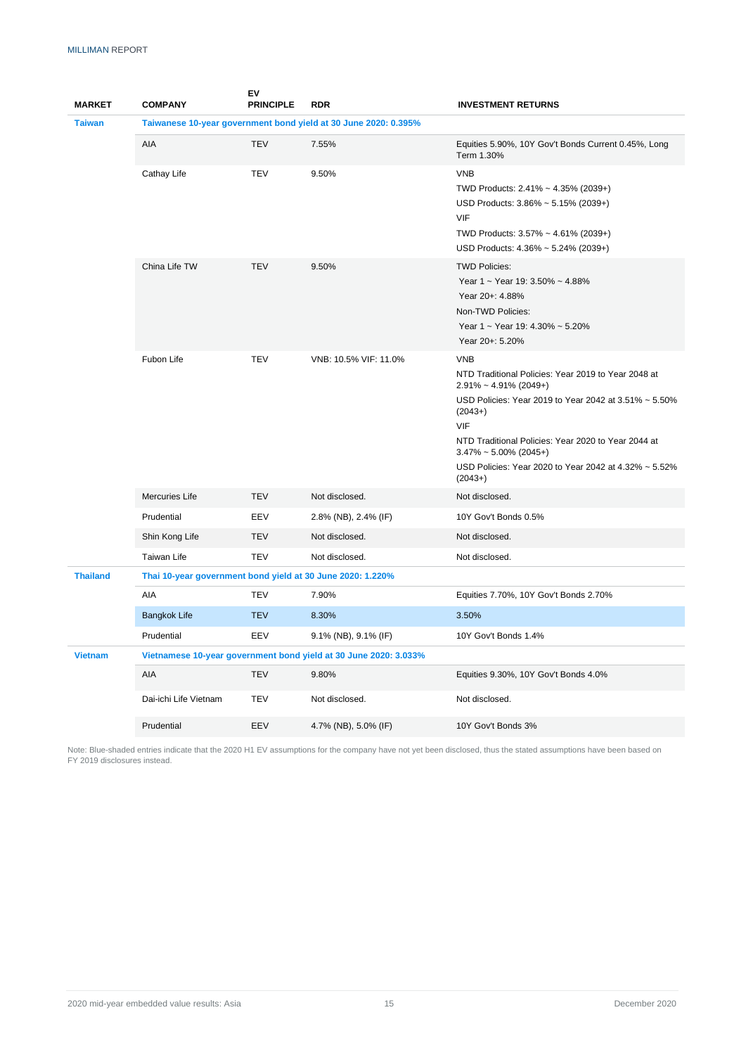| MARKET | COMPANY | EV PRINCIPLE | RDR | INVESTMENT RETURNS |
|---|---|---|---|---|
| **Taiwan** | **Taiwanese 10-year government bond yield at 30 June 2020: 0.395%** | | | |
| | AIA | TEV | 7.55% | Equities 5.90%, 10Y Gov't Bonds Current 0.45%, Long Term 1.30% |
| | Cathay Life | TEV | 9.50% | VNB<br>TWD Products: 2.41% ~ 4.35% (2039+)<br>USD Products: 3.86% ~ 5.15% (2039+)<br>VIF<br>TWD Products: 3.57% ~ 4.61% (2039+)<br>USD Products: 4.36% ~ 5.24% (2039+) |
| | China Life TW | TEV | 9.50% | TWD Policies:<br>Year 1 ~ Year 19: 3.50% ~ 4.88%<br>Year 20+: 4.88%<br>Non-TWD Policies:<br>Year 1 ~ Year 19: 4.30% ~ 5.20%<br>Year 20+: 5.20% |
| | Fubon Life | TEV | VNB: 10.5% VIF: 11.0% | VNB<br>NTD Traditional Policies: Year 2019 to Year 2048 at 2.91% ~ 4.91% (2049+)<br>USD Policies: Year 2019 to Year 2042 at 3.51% ~ 5.50% (2043+)<br>VIF<br>NTD Traditional Policies: Year 2020 to Year 2044 at 3.47% ~ 5.00% (2045+)<br>USD Policies: Year 2020 to Year 2042 at 4.32% ~ 5.52% (2043+) |
| | Mercuries Life | TEV | Not disclosed. | Not disclosed. |
| | Prudential | EEV | 2.8% (NB), 2.4% (IF) | 10Y Gov't Bonds 0.5% |
| | Shin Kong Life | TEV | Not disclosed. | Not disclosed. |
| | Taiwan Life | TEV | Not disclosed. | Not disclosed. |
| **Thailand** | **Thai 10-year government bond yield at 30 June 2020: 1.220%** | | | |
| | AIA | TEV | 7.90% | Equities 7.70%, 10Y Gov't Bonds 2.70% |
| | Bangkok Life | TEV | 8.30% | 3.50% |
| | Prudential | EEV | 9.1% (NB), 9.1% (IF) | 10Y Gov't Bonds 1.4% |
| **Vietnam** | **Vietnamese 10-year government bond yield at 30 June 2020: 3.033%** | | | |
| | AIA | TEV | 9.80% | Equities 9.30%, 10Y Gov't Bonds 4.0% |
| | Dai-ichi Life Vietnam | TEV | Not disclosed. | Not disclosed. |
| | Prudential | EEV | 4.7% (NB), 5.0% (IF) | 10Y Gov't Bonds 3% |

Note: Blue-shaded entries indicate that the 2020 H1 EV assumptions for the company have not yet been disclosed, thus the stated assumptions have been based on FY 2019 disclosures instead.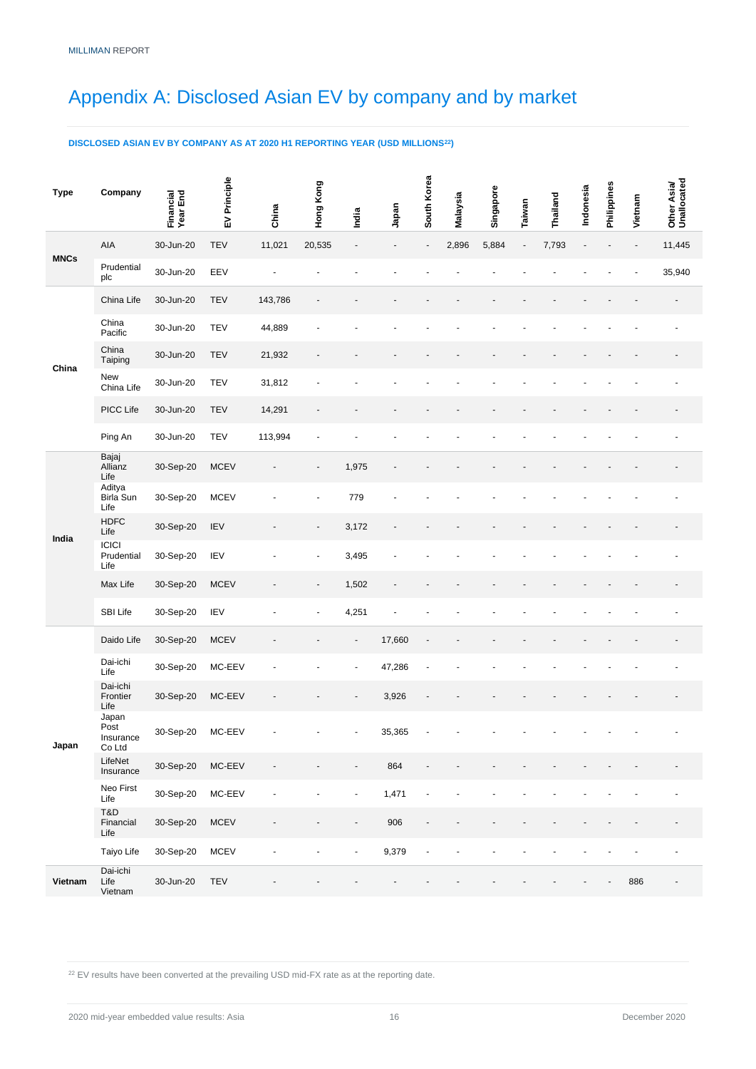# Appendix A: Disclosed Asian EV by company and by market

**DISCLOSED ASIAN EV BY COMPANY AS AT 2020 H1 REPORTING YEAR (USD MILLIONS[22])**

| Type | Company | Financial Year End | EV Principle | China | Hong Kong | India | Japan | South Korea | Malaysia | Singapore | Taiwan | Thailand | Indonesia | Philippines | Vietnam | Other Asia/ Unallocated |
|---|---|---|---|---|---|---|---|---|---|---|---|---|---|---|---|---|
| MNCs | AIA | 30-Jun-20 | TEV | 11,021 | 20,535 | - | - | - | 2,896 | 5,884 | - | 7,793 | - | - | - | 11,445 |
| | Prudential plc | 30-Jun-20 | EEV | - | - | - | - | - | - | - | - | - | - | - | - | 35,940 |
| China | China Life | 30-Jun-20 | TEV | 143,786 | - | - | - | - | - | - | - | - | - | - | - | - |
| | China Pacific | 30-Jun-20 | TEV | 44,889 | - | - | - | - | - | - | - | - | - | - | - | - |
| | China Taiping | 30-Jun-20 | TEV | 21,932 | - | - | - | - | - | - | - | - | - | - | - | - |
| | New China Life | 30-Jun-20 | TEV | 31,812 | - | - | - | - | - | - | - | - | - | - | - | - |
| | PICC Life | 30-Jun-20 | TEV | 14,291 | - | - | - | - | - | - | - | - | - | - | - | - |
| | Ping An | 30-Jun-20 | TEV | 113,994 | - | - | - | - | - | - | - | - | - | - | - | - |
| India | Bajaj Allianz Life | 30-Sep-20 | MCEV | - | - | 1,975 | - | - | - | - | - | - | - | - | - | - |
| | Aditya Birla Sun Life | 30-Sep-20 | MCEV | - | - | 779 | - | - | - | - | - | - | - | - | - | - |
| | HDFC Life | 30-Sep-20 | IEV | - | - | 3,172 | - | - | - | - | - | - | - | - | - | - |
| | ICICI Prudential Life | 30-Sep-20 | IEV | - | - | 3,495 | - | - | - | - | - | - | - | - | - | - |
| | Max Life | 30-Sep-20 | MCEV | - | - | 1,502 | - | - | - | - | - | - | - | - | - | - |
| | SBI Life | 30-Sep-20 | IEV | - | - | 4,251 | - | - | - | - | - | - | - | - | - | - |
| Japan | Daido Life | 30-Sep-20 | MCEV | - | - | - | 17,660 | - | - | - | - | - | - | - | - | - |
| | Dai-ichi Life | 30-Sep-20 | MC-EEV | - | - | - | 47,286 | - | - | - | - | - | - | - | - | - |
| | Dai-ichi Frontier Life | 30-Sep-20 | MC-EEV | - | - | - | 3,926 | - | - | - | - | - | - | - | - | - |
| | Japan Post Insurance Co Ltd | 30-Sep-20 | MC-EEV | - | - | - | 35,365 | - | - | - | - | - | - | - | - | - |
| | LifeNet Insurance | 30-Sep-20 | MC-EEV | - | - | - | 864 | - | - | - | - | - | - | - | - | - |
| | Neo First Life | 30-Sep-20 | MC-EEV | - | - | - | 1,471 | - | - | - | - | - | - | - | - | - |
| | T&D Financial Life | 30-Sep-20 | MCEV | - | - | - | 906 | - | - | - | - | - | - | - | - | - |
| | Taiyo Life | 30-Sep-20 | MCEV | - | - | - | 9,379 | - | - | - | - | - | - | - | - | - |
| Vietnam | Dai-ichi Life Vietnam | 30-Jun-20 | TEV | - | - | - | - | - | - | - | - | - | - | - | 886 | - |

[22] EV results have been converted at the prevailing USD mid-FX rate as at the reporting date.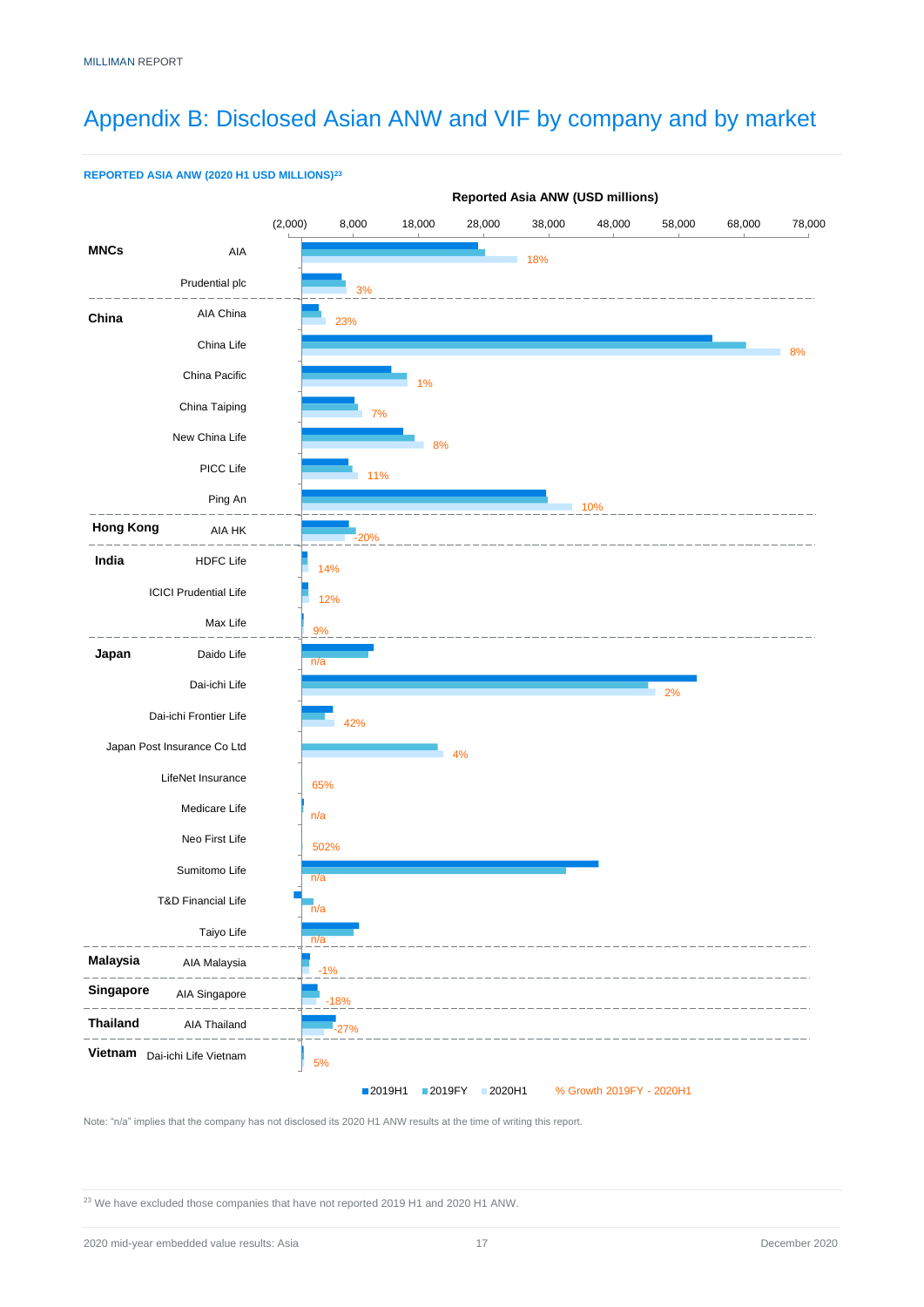# Appendix B: Disclosed Asian ANW and VIF by company and by market

**REPORTED ASIA ANW (2020 H1 USD MILLIONS)**[23]

**Reported Asia ANW (USD millions)**

| Market | Company | % Growth 2019FY - 2020H1 |
|---|---|---|
| MNCs | AIA | 18% |
| | Prudential plc | 3% |
| China | AIA China | 23% |
| | China Life | 8% |
| | China Pacific | 1% |
| | China Taiping | 7% |
| | New China Life | 8% |
| | PICC Life | 11% |
| | Ping An | 10% |
| Hong Kong | AIA HK | -20% |
| India | HDFC Life | 14% |
| | ICICI Prudential Life | 12% |
| | Max Life | 9% |
| Japan | Daido Life | n/a |
| | Dai-ichi Life | 2% |
| | Dai-ichi Frontier Life | 42% |
| | Japan Post Insurance Co Ltd | 4% |
| | LifeNet Insurance | 65% |
| | Medicare Life | n/a |
| | Neo First Life | 502% |
| | Sumitomo Life | n/a |
| | T&D Financial Life | n/a |
| | Taiyo Life | n/a |
| Malaysia | AIA Malaysia | -1% |
| Singapore | AIA Singapore | -18% |
| Thailand | AIA Thailand | -27% |
| Vietnam | Dai-ichi Life Vietnam | 5% |

Axis: (2,000) 8,000 18,000 28,000 38,000 48,000 58,000 68,000 78,000

Legend: 2019H1, 2019FY, 2020H1, % Growth 2019FY - 2020H1

Note: "n/a" implies that the company has not disclosed its 2020 H1 ANW results at the time of writing this report.

[23] We have excluded those companies that have not reported 2019 H1 and 2020 H1 ANW.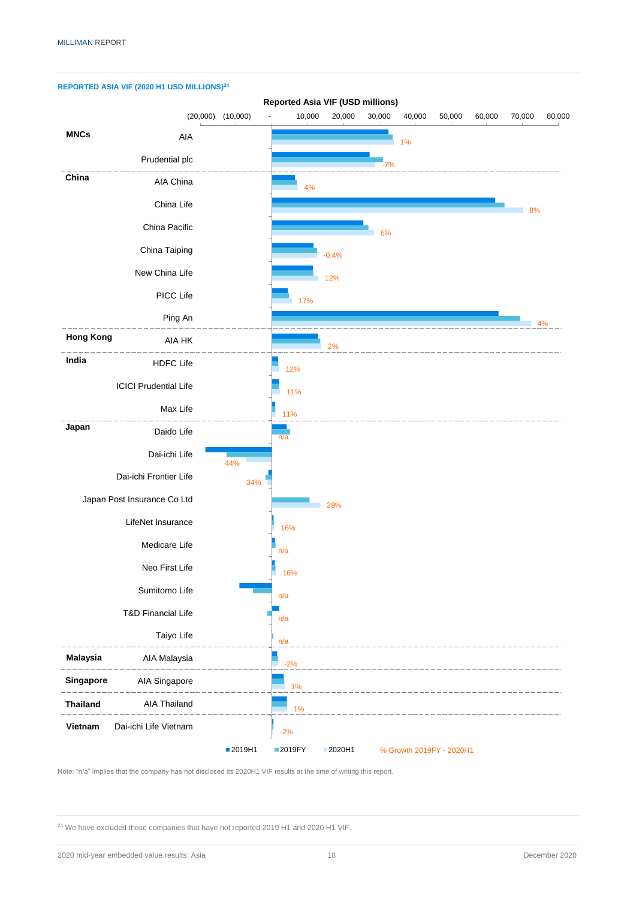**REPORTED ASIA VIF (2020 H1 USD MILLIONS)**[24]

**Reported Asia VIF (USD millions)**

| Region | Company | % Growth 2019FY - 2020H1 |
|---|---|---|
| MNCs | AIA | 1% |
| | Prudential plc | -7% |
| China | AIA China | 4% |
| | China Life | 8% |
| | China Pacific | 6% |
| | China Taiping | -0.4% |
| | New China Life | 12% |
| | PICC Life | 17% |
| | Ping An | 4% |
| Hong Kong | AIA HK | 2% |
| India | HDFC Life | 12% |
| | ICICI Prudential Life | 11% |
| | Max Life | 11% |
| Japan | Daido Life | n/a |
| | Dai-ichi Life | 44% |
| | Dai-ichi Frontier Life | 34% |
| | Japan Post Insurance Co Ltd | 29% |
| | LifeNet Insurance | 16% |
| | Medicare Life | n/a |
| | Neo First Life | 16% |
| | Sumitomo Life | n/a |
| | T&D Financial Life | n/a |
| | Taiyo Life | n/a |
| Malaysia | AIA Malaysia | -2% |
| Singapore | AIA Singapore | 1% |
| Thailand | AIA Thailand | 1% |
| Vietnam | Dai-ichi Life Vietnam | -2% |

Legend: 2019H1, 2019FY, 2020H1, % Growth 2019FY - 2020H1

Note: "n/a" implies that the company has not disclosed its 2020H1 VIF results at the time of writing this report.

[24] We have excluded those companies that have not reported 2019 H1 and 2020 H1 VIF.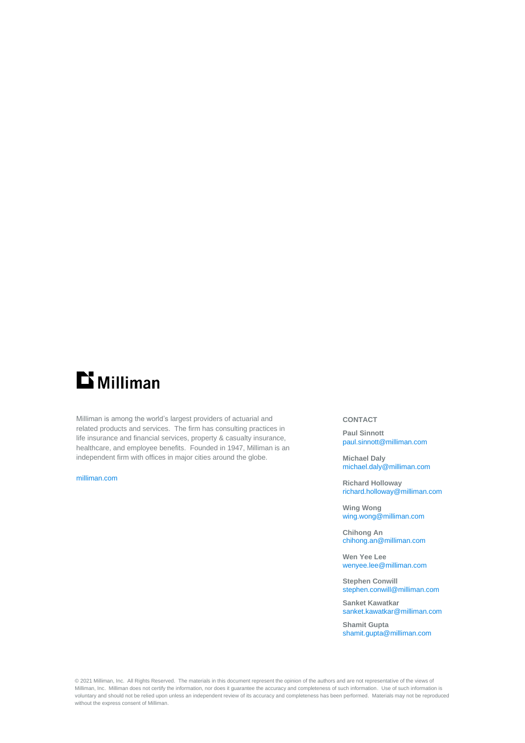# Milliman

Milliman is among the world's largest providers of actuarial and related products and services. The firm has consulting practices in life insurance and financial services, property & casualty insurance, healthcare, and employee benefits. Founded in 1947, Milliman is an independent firm with offices in major cities around the globe.

milliman.com

**CONTACT**

**Paul Sinnott**
paul.sinnott@milliman.com

**Michael Daly**
michael.daly@milliman.com

**Richard Holloway**
richard.holloway@milliman.com

**Wing Wong**
wing.wong@milliman.com

**Chihong An**
chihong.an@milliman.com

**Wen Yee Lee**
wenyee.lee@milliman.com

**Stephen Conwill**
stephen.conwill@milliman.com

**Sanket Kawatkar**
sanket.kawatkar@milliman.com

**Shamit Gupta**
shamit.gupta@milliman.com

© 2021 Milliman, Inc. All Rights Reserved. The materials in this document represent the opinion of the authors and are not representative of the views of Milliman, Inc. Milliman does not certify the information, nor does it guarantee the accuracy and completeness of such information. Use of such information is voluntary and should not be relied upon unless an independent review of its accuracy and completeness has been performed. Materials may not be reproduced without the express consent of Milliman.